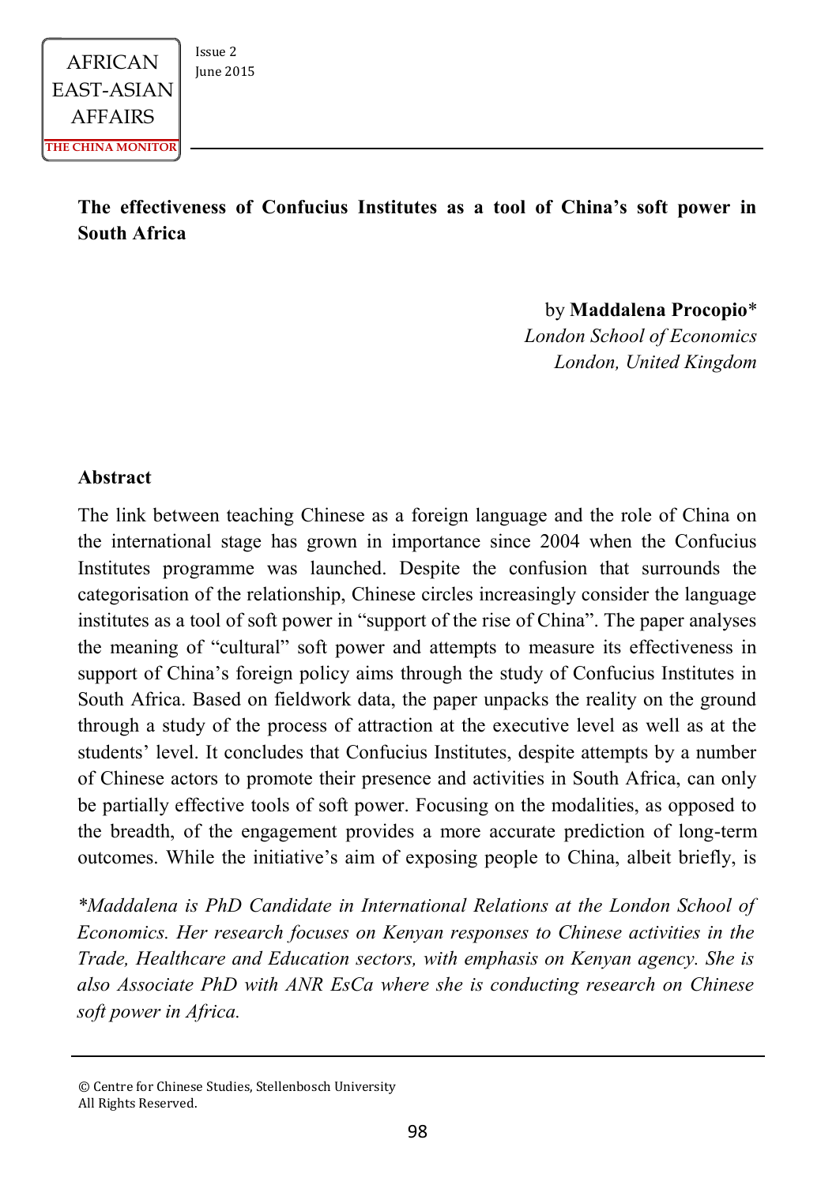# The effectiveness of Confucius Institutes as a tool of China's soft power in South Africa

by **Maddalena Procopio***
*London School of Economics*
*London, United Kingdom*

## Abstract

The link between teaching Chinese as a foreign language and the role of China on the international stage has grown in importance since 2004 when the Confucius Institutes programme was launched. Despite the confusion that surrounds the categorisation of the relationship, Chinese circles increasingly consider the language institutes as a tool of soft power in "support of the rise of China". The paper analyses the meaning of "cultural" soft power and attempts to measure its effectiveness in support of China's foreign policy aims through the study of Confucius Institutes in South Africa. Based on fieldwork data, the paper unpacks the reality on the ground through a study of the process of attraction at the executive level as well as at the students' level. It concludes that Confucius Institutes, despite attempts by a number of Chinese actors to promote their presence and activities in South Africa, can only be partially effective tools of soft power. Focusing on the modalities, as opposed to the breadth, of the engagement provides a more accurate prediction of long-term outcomes. While the initiative's aim of exposing people to China, albeit briefly, is

*\*Maddalena is PhD Candidate in International Relations at the London School of Economics. Her research focuses on Kenyan responses to Chinese activities in the Trade, Healthcare and Education sectors, with emphasis on Kenyan agency. She is also Associate PhD with ANR EsCa where she is conducting research on Chinese soft power in Africa.*

© Centre for Chinese Studies, Stellenbosch University
All Rights Reserved.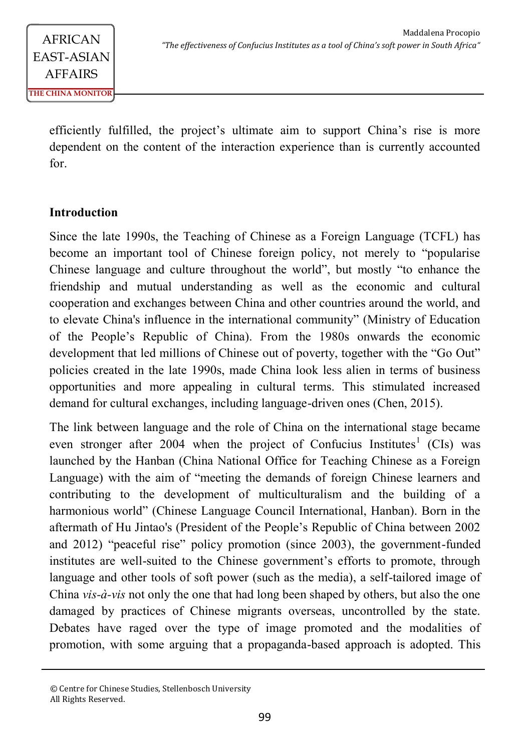efficiently fulfilled, the project's ultimate aim to support China's rise is more dependent on the content of the interaction experience than is currently accounted for.

## Introduction

Since the late 1990s, the Teaching of Chinese as a Foreign Language (TCFL) has become an important tool of Chinese foreign policy, not merely to "popularise Chinese language and culture throughout the world", but mostly "to enhance the friendship and mutual understanding as well as the economic and cultural cooperation and exchanges between China and other countries around the world, and to elevate China's influence in the international community" (Ministry of Education of the People's Republic of China). From the 1980s onwards the economic development that led millions of Chinese out of poverty, together with the "Go Out" policies created in the late 1990s, made China look less alien in terms of business opportunities and more appealing in cultural terms. This stimulated increased demand for cultural exchanges, including language-driven ones (Chen, 2015).

The link between language and the role of China on the international stage became even stronger after 2004 when the project of Confucius Institutes[1] (CIs) was launched by the Hanban (China National Office for Teaching Chinese as a Foreign Language) with the aim of "meeting the demands of foreign Chinese learners and contributing to the development of multiculturalism and the building of a harmonious world" (Chinese Language Council International, Hanban). Born in the aftermath of Hu Jintao's (President of the People's Republic of China between 2002 and 2012) "peaceful rise" policy promotion (since 2003), the government-funded institutes are well-suited to the Chinese government's efforts to promote, through language and other tools of soft power (such as the media), a self-tailored image of China *vis-à-vis* not only the one that had long been shaped by others, but also the one damaged by practices of Chinese migrants overseas, uncontrolled by the state. Debates have raged over the type of image promoted and the modalities of promotion, with some arguing that a propaganda-based approach is adopted. This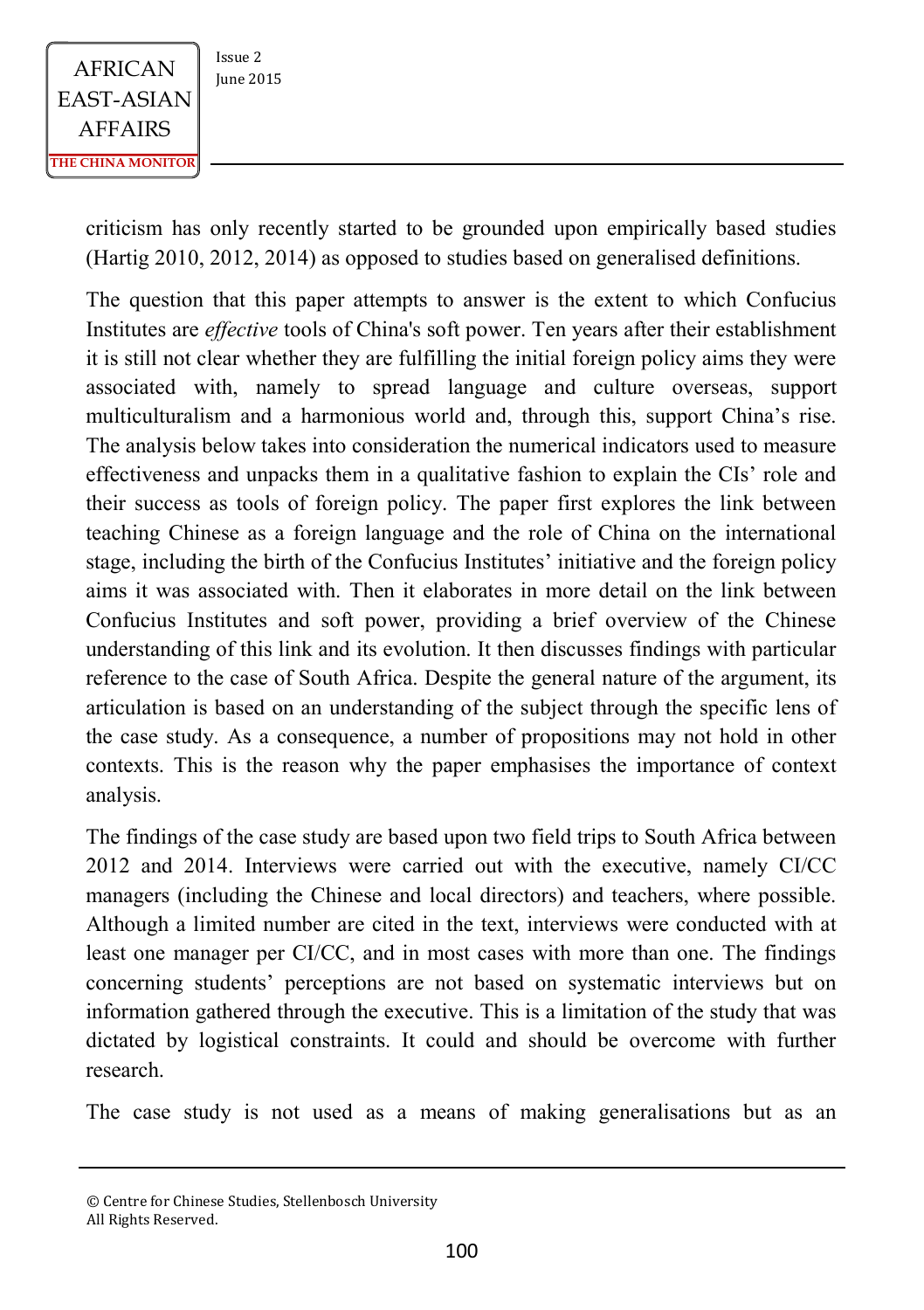criticism has only recently started to be grounded upon empirically based studies (Hartig 2010, 2012, 2014) as opposed to studies based on generalised definitions.

The question that this paper attempts to answer is the extent to which Confucius Institutes are *effective* tools of China's soft power. Ten years after their establishment it is still not clear whether they are fulfilling the initial foreign policy aims they were associated with, namely to spread language and culture overseas, support multiculturalism and a harmonious world and, through this, support China's rise. The analysis below takes into consideration the numerical indicators used to measure effectiveness and unpacks them in a qualitative fashion to explain the CIs' role and their success as tools of foreign policy. The paper first explores the link between teaching Chinese as a foreign language and the role of China on the international stage, including the birth of the Confucius Institutes' initiative and the foreign policy aims it was associated with. Then it elaborates in more detail on the link between Confucius Institutes and soft power, providing a brief overview of the Chinese understanding of this link and its evolution. It then discusses findings with particular reference to the case of South Africa. Despite the general nature of the argument, its articulation is based on an understanding of the subject through the specific lens of the case study. As a consequence, a number of propositions may not hold in other contexts. This is the reason why the paper emphasises the importance of context analysis.

The findings of the case study are based upon two field trips to South Africa between 2012 and 2014. Interviews were carried out with the executive, namely CI/CC managers (including the Chinese and local directors) and teachers, where possible. Although a limited number are cited in the text, interviews were conducted with at least one manager per CI/CC, and in most cases with more than one. The findings concerning students' perceptions are not based on systematic interviews but on information gathered through the executive. This is a limitation of the study that was dictated by logistical constraints. It could and should be overcome with further research.

The case study is not used as a means of making generalisations but as an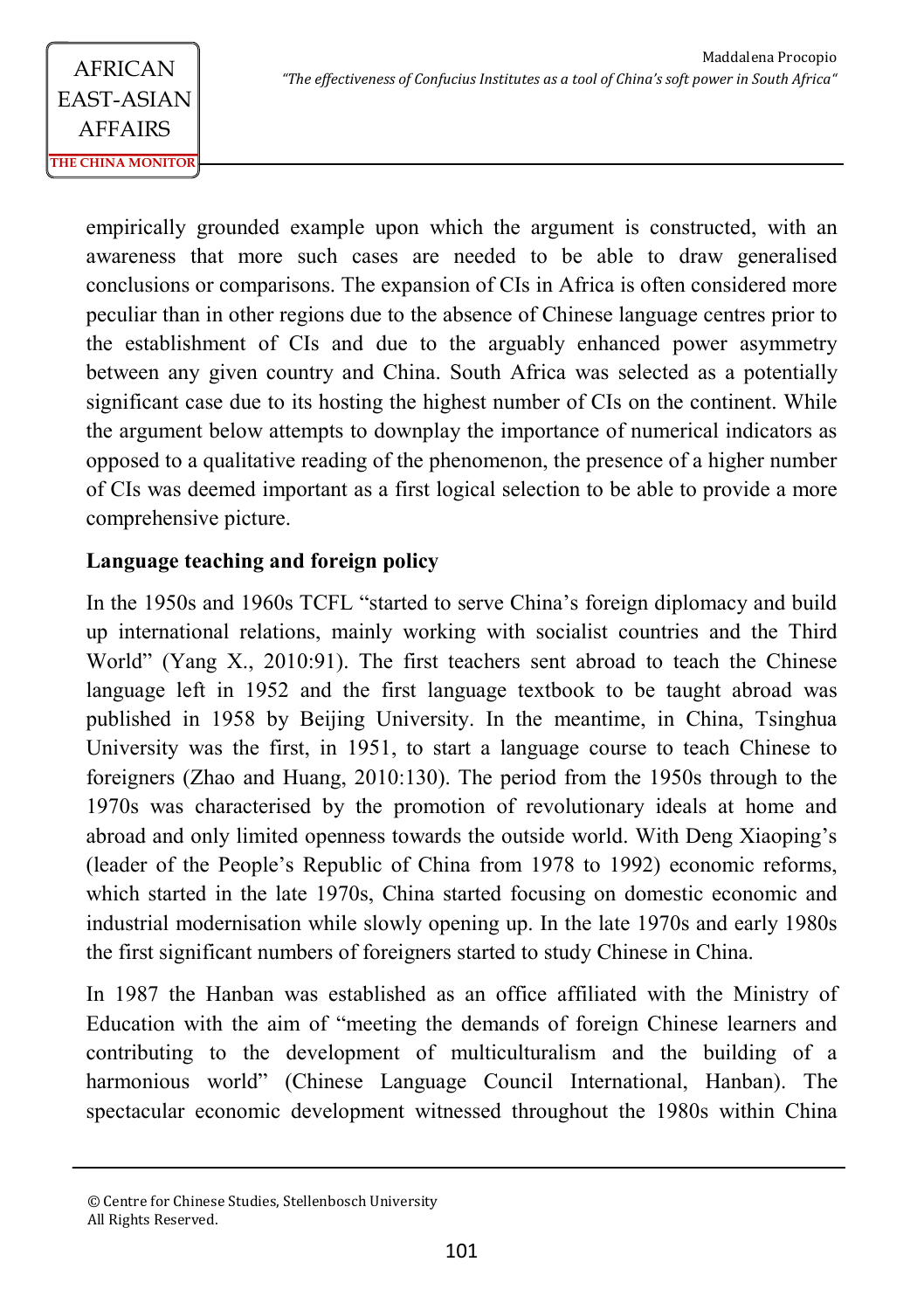empirically grounded example upon which the argument is constructed, with an awareness that more such cases are needed to be able to draw generalised conclusions or comparisons. The expansion of CIs in Africa is often considered more peculiar than in other regions due to the absence of Chinese language centres prior to the establishment of CIs and due to the arguably enhanced power asymmetry between any given country and China. South Africa was selected as a potentially significant case due to its hosting the highest number of CIs on the continent. While the argument below attempts to downplay the importance of numerical indicators as opposed to a qualitative reading of the phenomenon, the presence of a higher number of CIs was deemed important as a first logical selection to be able to provide a more comprehensive picture.

**Language teaching and foreign policy**

In the 1950s and 1960s TCFL "started to serve China's foreign diplomacy and build up international relations, mainly working with socialist countries and the Third World" (Yang X., 2010:91). The first teachers sent abroad to teach the Chinese language left in 1952 and the first language textbook to be taught abroad was published in 1958 by Beijing University. In the meantime, in China, Tsinghua University was the first, in 1951, to start a language course to teach Chinese to foreigners (Zhao and Huang, 2010:130). The period from the 1950s through to the 1970s was characterised by the promotion of revolutionary ideals at home and abroad and only limited openness towards the outside world. With Deng Xiaoping's (leader of the People's Republic of China from 1978 to 1992) economic reforms, which started in the late 1970s, China started focusing on domestic economic and industrial modernisation while slowly opening up. In the late 1970s and early 1980s the first significant numbers of foreigners started to study Chinese in China.

In 1987 the Hanban was established as an office affiliated with the Ministry of Education with the aim of "meeting the demands of foreign Chinese learners and contributing to the development of multiculturalism and the building of a harmonious world" (Chinese Language Council International, Hanban). The spectacular economic development witnessed throughout the 1980s within China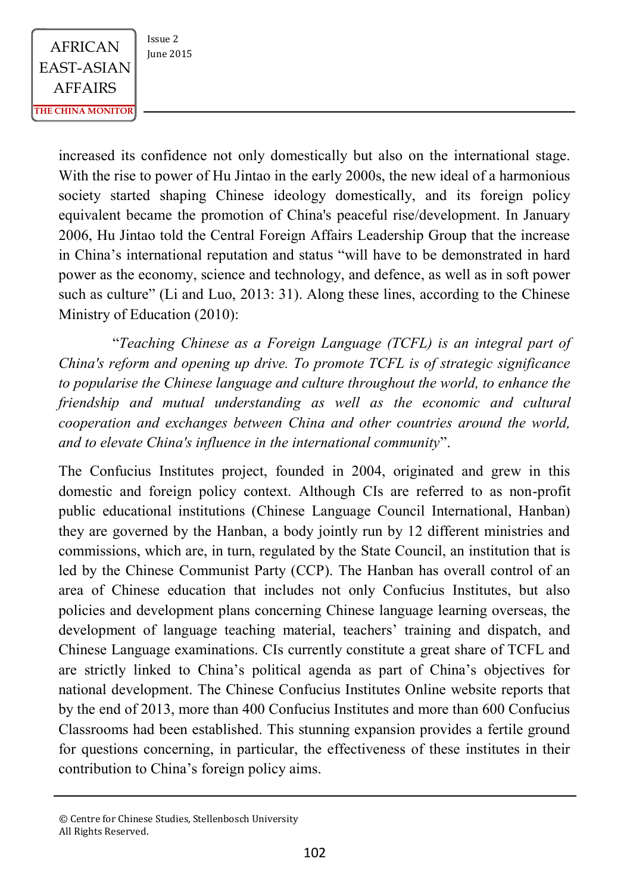increased its confidence not only domestically but also on the international stage. With the rise to power of Hu Jintao in the early 2000s, the new ideal of a harmonious society started shaping Chinese ideology domestically, and its foreign policy equivalent became the promotion of China's peaceful rise/development. In January 2006, Hu Jintao told the Central Foreign Affairs Leadership Group that the increase in China's international reputation and status "will have to be demonstrated in hard power as the economy, science and technology, and defence, as well as in soft power such as culture" (Li and Luo, 2013: 31). Along these lines, according to the Chinese Ministry of Education (2010):

"*Teaching Chinese as a Foreign Language (TCFL) is an integral part of China's reform and opening up drive. To promote TCFL is of strategic significance to popularise the Chinese language and culture throughout the world, to enhance the friendship and mutual understanding as well as the economic and cultural cooperation and exchanges between China and other countries around the world, and to elevate China's influence in the international community*".

The Confucius Institutes project, founded in 2004, originated and grew in this domestic and foreign policy context. Although CIs are referred to as non-profit public educational institutions (Chinese Language Council International, Hanban) they are governed by the Hanban, a body jointly run by 12 different ministries and commissions, which are, in turn, regulated by the State Council, an institution that is led by the Chinese Communist Party (CCP). The Hanban has overall control of an area of Chinese education that includes not only Confucius Institutes, but also policies and development plans concerning Chinese language learning overseas, the development of language teaching material, teachers' training and dispatch, and Chinese Language examinations. CIs currently constitute a great share of TCFL and are strictly linked to China's political agenda as part of China's objectives for national development. The Chinese Confucius Institutes Online website reports that by the end of 2013, more than 400 Confucius Institutes and more than 600 Confucius Classrooms had been established. This stunning expansion provides a fertile ground for questions concerning, in particular, the effectiveness of these institutes in their contribution to China's foreign policy aims.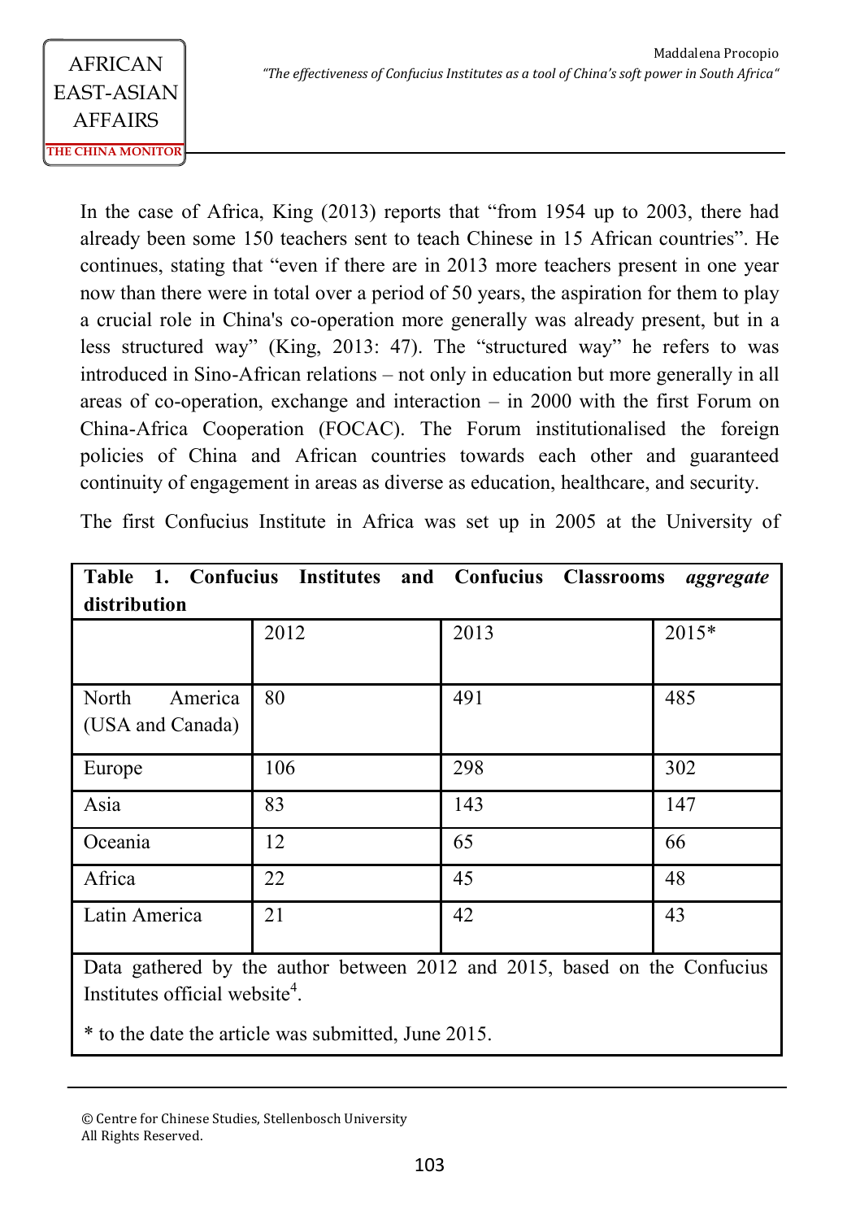In the case of Africa, King (2013) reports that “from 1954 up to 2003, there had already been some 150 teachers sent to teach Chinese in 15 African countries”. He continues, stating that “even if there are in 2013 more teachers present in one year now than there were in total over a period of 50 years, the aspiration for them to play a crucial role in China's co-operation more generally was already present, but in a less structured way” (King, 2013: 47). The “structured way” he refers to was introduced in Sino-African relations – not only in education but more generally in all areas of co-operation, exchange and interaction – in 2000 with the first Forum on China-Africa Cooperation (FOCAC). The Forum institutionalised the foreign policies of China and African countries towards each other and guaranteed continuity of engagement in areas as diverse as education, healthcare, and security.

The first Confucius Institute in Africa was set up in 2005 at the University of

**Table 1. Confucius Institutes and Confucius Classrooms *aggregate* distribution**

| | 2012 | 2013 | 2015* |
|---|---|---|---|
| North America (USA and Canada) | 80 | 491 | 485 |
| Europe | 106 | 298 | 302 |
| Asia | 83 | 143 | 147 |
| Oceania | 12 | 65 | 66 |
| Africa | 22 | 45 | 48 |
| Latin America | 21 | 42 | 43 |

Data gathered by the author between 2012 and 2015, based on the Confucius Institutes official website[4].

* to the date the article was submitted, June 2015.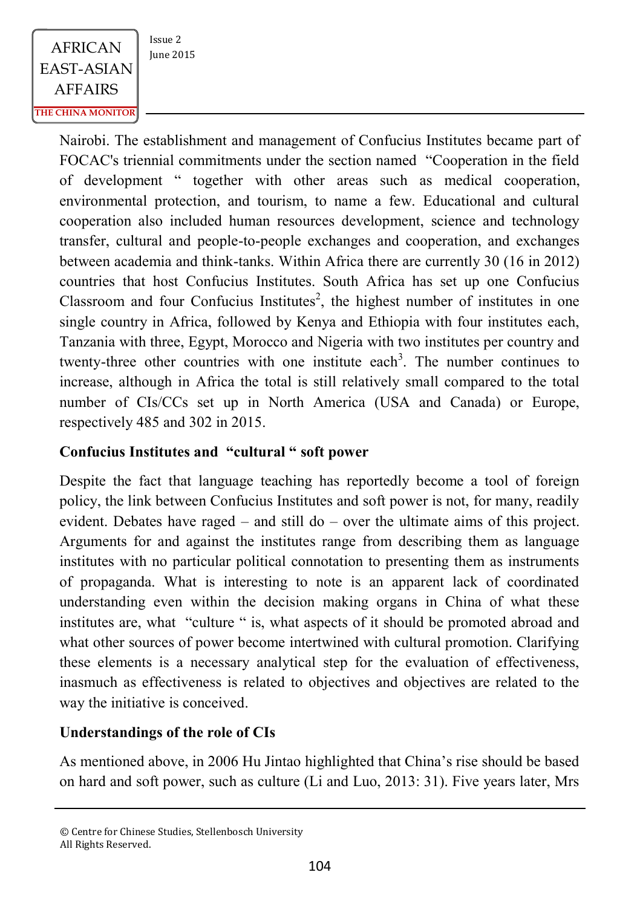Nairobi. The establishment and management of Confucius Institutes became part of FOCAC's triennial commitments under the section named "Cooperation in the field of development " together with other areas such as medical cooperation, environmental protection, and tourism, to name a few. Educational and cultural cooperation also included human resources development, science and technology transfer, cultural and people-to-people exchanges and cooperation, and exchanges between academia and think-tanks. Within Africa there are currently 30 (16 in 2012) countries that host Confucius Institutes. South Africa has set up one Confucius Classroom and four Confucius Institutes[2], the highest number of institutes in one single country in Africa, followed by Kenya and Ethiopia with four institutes each, Tanzania with three, Egypt, Morocco and Nigeria with two institutes per country and twenty-three other countries with one institute each[3]. The number continues to increase, although in Africa the total is still relatively small compared to the total number of CIs/CCs set up in North America (USA and Canada) or Europe, respectively 485 and 302 in 2015.

## Confucius Institutes and "cultural " soft power

Despite the fact that language teaching has reportedly become a tool of foreign policy, the link between Confucius Institutes and soft power is not, for many, readily evident. Debates have raged – and still do – over the ultimate aims of this project. Arguments for and against the institutes range from describing them as language institutes with no particular political connotation to presenting them as instruments of propaganda. What is interesting to note is an apparent lack of coordinated understanding even within the decision making organs in China of what these institutes are, what "culture " is, what aspects of it should be promoted abroad and what other sources of power become intertwined with cultural promotion. Clarifying these elements is a necessary analytical step for the evaluation of effectiveness, inasmuch as effectiveness is related to objectives and objectives are related to the way the initiative is conceived.

## Understandings of the role of CIs

As mentioned above, in 2006 Hu Jintao highlighted that China's rise should be based on hard and soft power, such as culture (Li and Luo, 2013: 31). Five years later, Mrs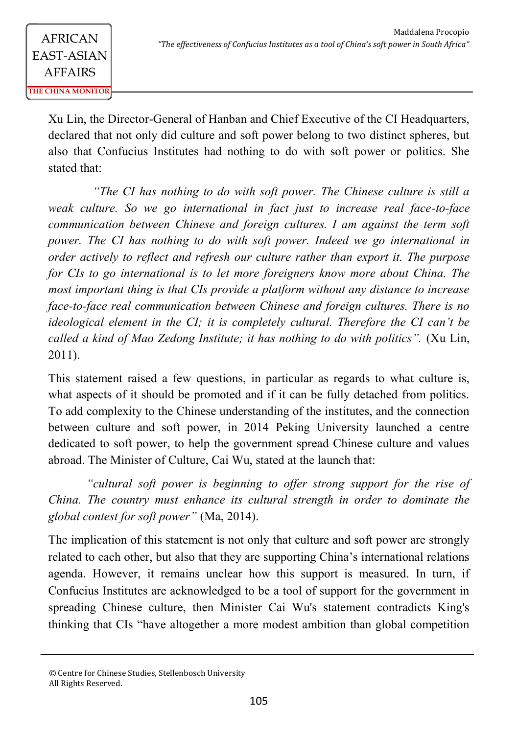Xu Lin, the Director-General of Hanban and Chief Executive of the CI Headquarters, declared that not only did culture and soft power belong to two distinct spheres, but also that Confucius Institutes had nothing to do with soft power or politics. She stated that:

> *"The CI has nothing to do with soft power. The Chinese culture is still a weak culture. So we go international in fact just to increase real face-to-face communication between Chinese and foreign cultures. I am against the term soft power. The CI has nothing to do with soft power. Indeed we go international in order actively to reflect and refresh our culture rather than export it. The purpose for CIs to go international is to let more foreigners know more about China. The most important thing is that CIs provide a platform without any distance to increase face-to-face real communication between Chinese and foreign cultures. There is no ideological element in the CI; it is completely cultural. Therefore the CI can't be called a kind of Mao Zedong Institute; it has nothing to do with politics".* (Xu Lin, 2011).

This statement raised a few questions, in particular as regards to what culture is, what aspects of it should be promoted and if it can be fully detached from politics. To add complexity to the Chinese understanding of the institutes, and the connection between culture and soft power, in 2014 Peking University launched a centre dedicated to soft power, to help the government spread Chinese culture and values abroad. The Minister of Culture, Cai Wu, stated at the launch that:

> *"cultural soft power is beginning to offer strong support for the rise of China. The country must enhance its cultural strength in order to dominate the global contest for soft power"* (Ma, 2014).

The implication of this statement is not only that culture and soft power are strongly related to each other, but also that they are supporting China's international relations agenda. However, it remains unclear how this support is measured. In turn, if Confucius Institutes are acknowledged to be a tool of support for the government in spreading Chinese culture, then Minister Cai Wu's statement contradicts King's thinking that CIs "have altogether a more modest ambition than global competition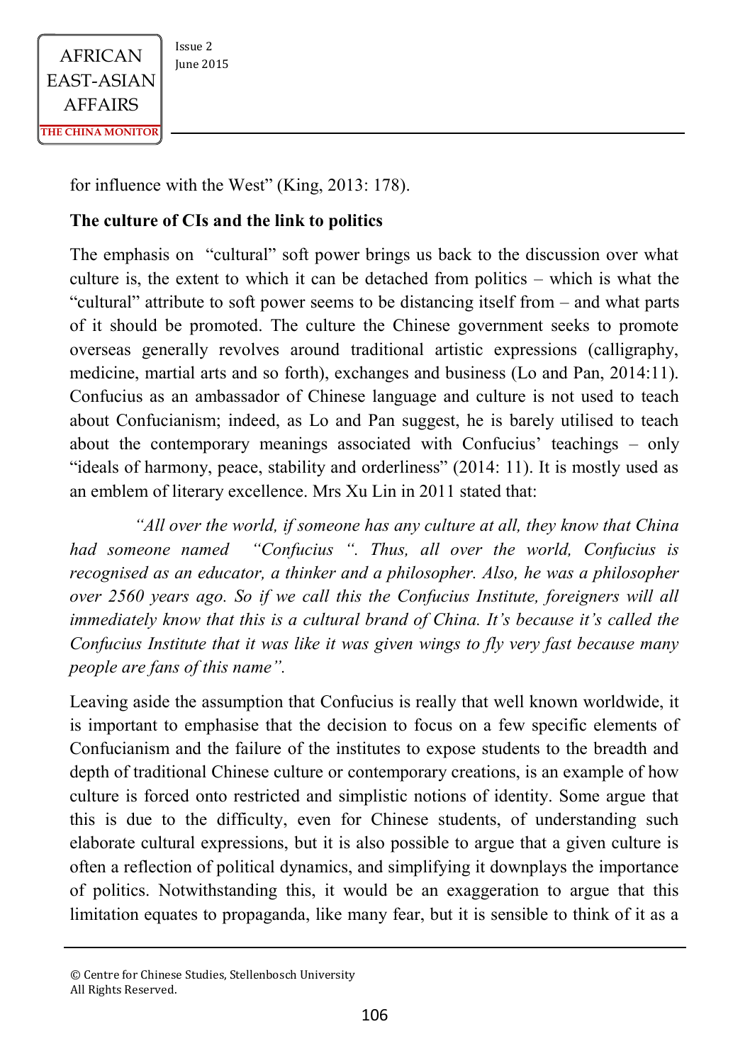for influence with the West" (King, 2013: 178).

**The culture of CIs and the link to politics**

The emphasis on "cultural" soft power brings us back to the discussion over what culture is, the extent to which it can be detached from politics – which is what the "cultural" attribute to soft power seems to be distancing itself from – and what parts of it should be promoted. The culture the Chinese government seeks to promote overseas generally revolves around traditional artistic expressions (calligraphy, medicine, martial arts and so forth), exchanges and business (Lo and Pan, 2014:11). Confucius as an ambassador of Chinese language and culture is not used to teach about Confucianism; indeed, as Lo and Pan suggest, he is barely utilised to teach about the contemporary meanings associated with Confucius' teachings – only "ideals of harmony, peace, stability and orderliness" (2014: 11). It is mostly used as an emblem of literary excellence. Mrs Xu Lin in 2011 stated that:

> *"All over the world, if someone has any culture at all, they know that China had someone named "Confucius ". Thus, all over the world, Confucius is recognised as an educator, a thinker and a philosopher. Also, he was a philosopher over 2560 years ago. So if we call this the Confucius Institute, foreigners will all immediately know that this is a cultural brand of China. It's because it's called the Confucius Institute that it was like it was given wings to fly very fast because many people are fans of this name".*

Leaving aside the assumption that Confucius is really that well known worldwide, it is important to emphasise that the decision to focus on a few specific elements of Confucianism and the failure of the institutes to expose students to the breadth and depth of traditional Chinese culture or contemporary creations, is an example of how culture is forced onto restricted and simplistic notions of identity. Some argue that this is due to the difficulty, even for Chinese students, of understanding such elaborate cultural expressions, but it is also possible to argue that a given culture is often a reflection of political dynamics, and simplifying it downplays the importance of politics. Notwithstanding this, it would be an exaggeration to argue that this limitation equates to propaganda, like many fear, but it is sensible to think of it as a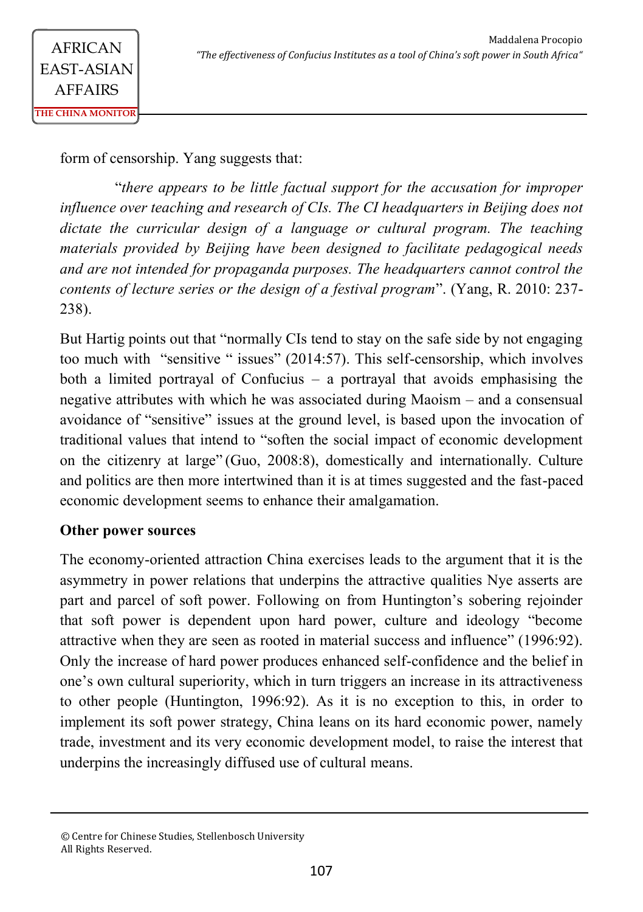form of censorship. Yang suggests that:

> "*there appears to be little factual support for the accusation for improper influence over teaching and research of CIs. The CI headquarters in Beijing does not dictate the curricular design of a language or cultural program. The teaching materials provided by Beijing have been designed to facilitate pedagogical needs and are not intended for propaganda purposes. The headquarters cannot control the contents of lecture series or the design of a festival program*". (Yang, R. 2010: 237-238).

But Hartig points out that "normally CIs tend to stay on the safe side by not engaging too much with "sensitive " issues" (2014:57). This self-censorship, which involves both a limited portrayal of Confucius – a portrayal that avoids emphasising the negative attributes with which he was associated during Maoism – and a consensual avoidance of "sensitive" issues at the ground level, is based upon the invocation of traditional values that intend to "soften the social impact of economic development on the citizenry at large" (Guo, 2008:8), domestically and internationally. Culture and politics are then more intertwined than it is at times suggested and the fast-paced economic development seems to enhance their amalgamation.

**Other power sources**

The economy-oriented attraction China exercises leads to the argument that it is the asymmetry in power relations that underpins the attractive qualities Nye asserts are part and parcel of soft power. Following on from Huntington's sobering rejoinder that soft power is dependent upon hard power, culture and ideology "become attractive when they are seen as rooted in material success and influence" (1996:92). Only the increase of hard power produces enhanced self-confidence and the belief in one's own cultural superiority, which in turn triggers an increase in its attractiveness to other people (Huntington, 1996:92). As it is no exception to this, in order to implement its soft power strategy, China leans on its hard economic power, namely trade, investment and its very economic development model, to raise the interest that underpins the increasingly diffused use of cultural means.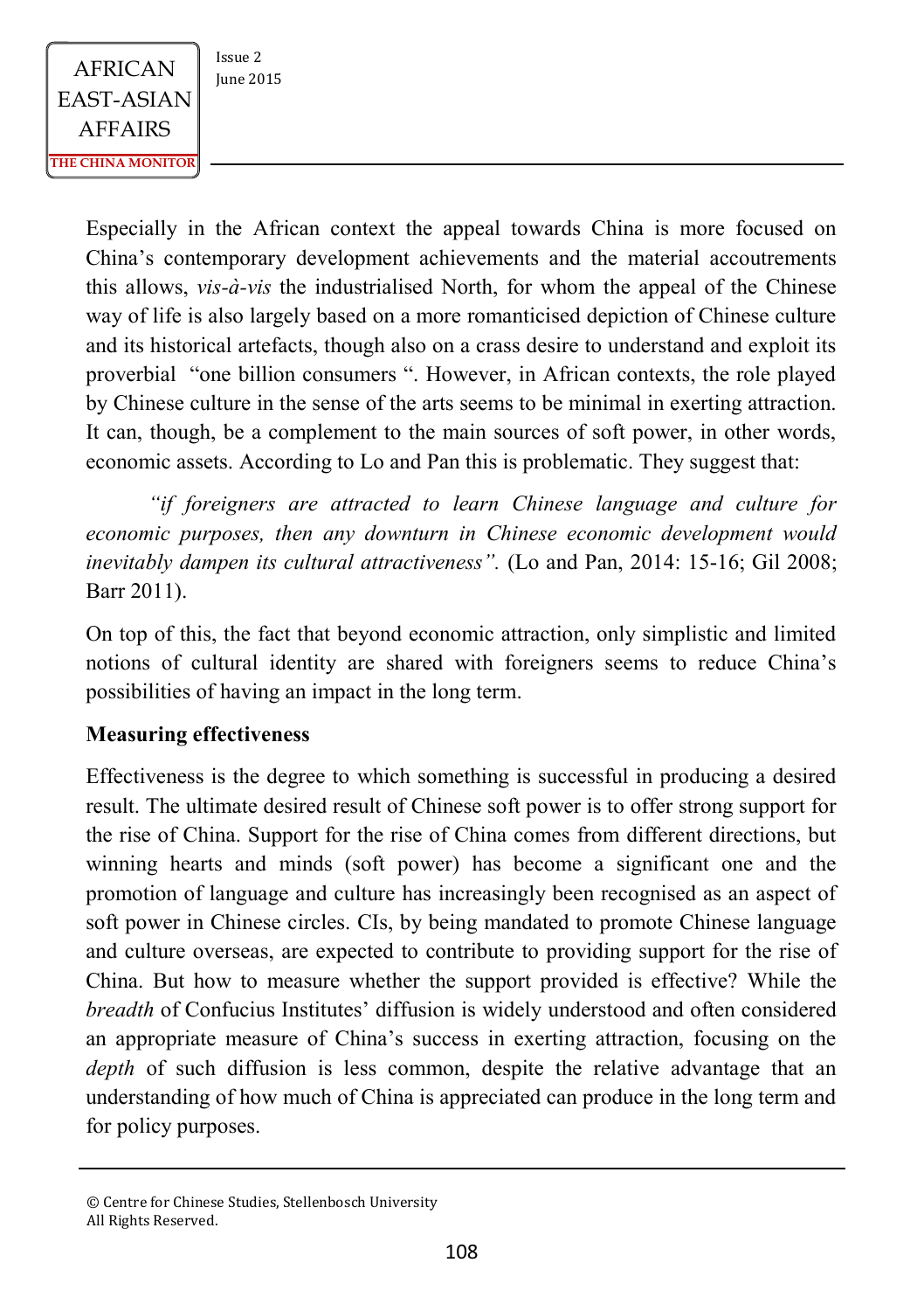Especially in the African context the appeal towards China is more focused on China's contemporary development achievements and the material accoutrements this allows, *vis-à-vis* the industrialised North, for whom the appeal of the Chinese way of life is also largely based on a more romanticised depiction of Chinese culture and its historical artefacts, though also on a crass desire to understand and exploit its proverbial "one billion consumers ". However, in African contexts, the role played by Chinese culture in the sense of the arts seems to be minimal in exerting attraction. It can, though, be a complement to the main sources of soft power, in other words, economic assets. According to Lo and Pan this is problematic. They suggest that:

> *"if foreigners are attracted to learn Chinese language and culture for economic purposes, then any downturn in Chinese economic development would inevitably dampen its cultural attractiveness".* (Lo and Pan, 2014: 15-16; Gil 2008; Barr 2011).

On top of this, the fact that beyond economic attraction, only simplistic and limited notions of cultural identity are shared with foreigners seems to reduce China's possibilities of having an impact in the long term.

**Measuring effectiveness**

Effectiveness is the degree to which something is successful in producing a desired result. The ultimate desired result of Chinese soft power is to offer strong support for the rise of China. Support for the rise of China comes from different directions, but winning hearts and minds (soft power) has become a significant one and the promotion of language and culture has increasingly been recognised as an aspect of soft power in Chinese circles. CIs, by being mandated to promote Chinese language and culture overseas, are expected to contribute to providing support for the rise of China. But how to measure whether the support provided is effective? While the *breadth* of Confucius Institutes' diffusion is widely understood and often considered an appropriate measure of China's success in exerting attraction, focusing on the *depth* of such diffusion is less common, despite the relative advantage that an understanding of how much of China is appreciated can produce in the long term and for policy purposes.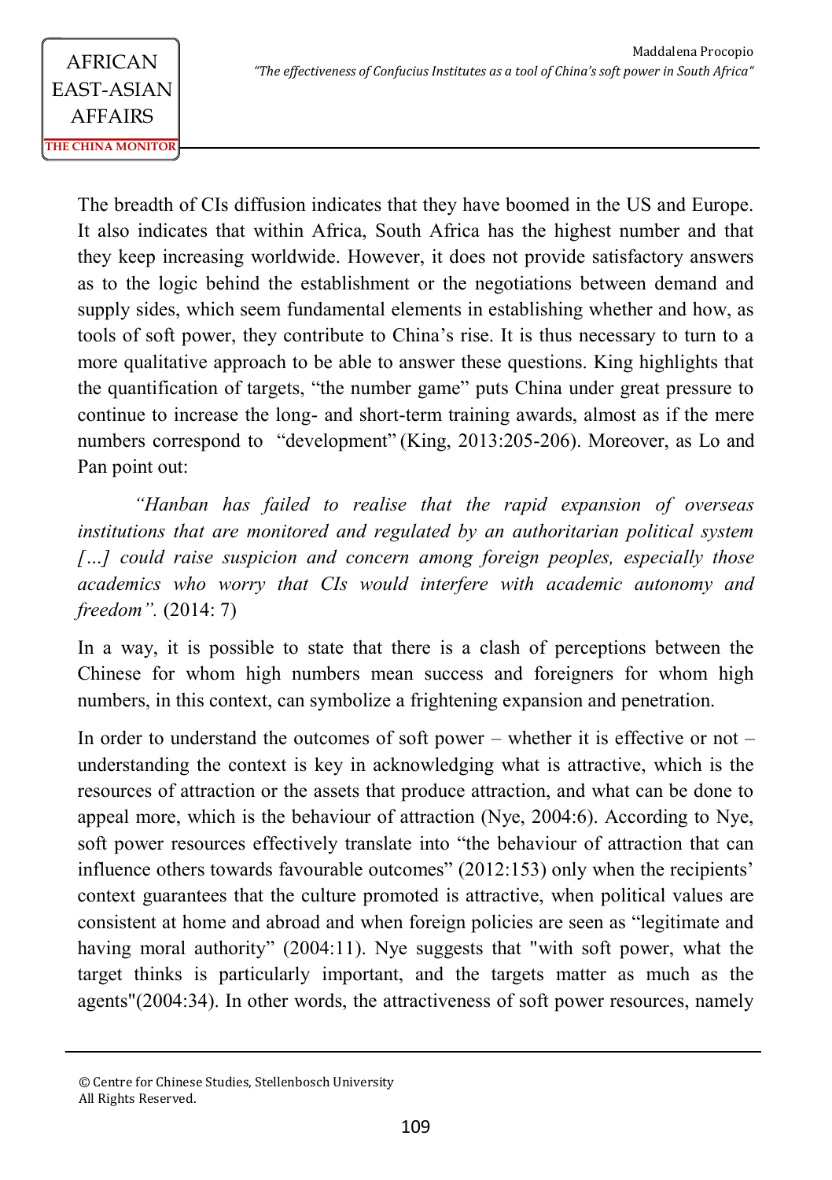The breadth of CIs diffusion indicates that they have boomed in the US and Europe. It also indicates that within Africa, South Africa has the highest number and that they keep increasing worldwide. However, it does not provide satisfactory answers as to the logic behind the establishment or the negotiations between demand and supply sides, which seem fundamental elements in establishing whether and how, as tools of soft power, they contribute to China's rise. It is thus necessary to turn to a more qualitative approach to be able to answer these questions. King highlights that the quantification of targets, "the number game" puts China under great pressure to continue to increase the long- and short-term training awards, almost as if the mere numbers correspond to "development" (King, 2013:205-206). Moreover, as Lo and Pan point out:

> *"Hanban has failed to realise that the rapid expansion of overseas institutions that are monitored and regulated by an authoritarian political system […] could raise suspicion and concern among foreign peoples, especially those academics who worry that CIs would interfere with academic autonomy and freedom".* (2014: 7)

In a way, it is possible to state that there is a clash of perceptions between the Chinese for whom high numbers mean success and foreigners for whom high numbers, in this context, can symbolize a frightening expansion and penetration.

In order to understand the outcomes of soft power – whether it is effective or not – understanding the context is key in acknowledging what is attractive, which is the resources of attraction or the assets that produce attraction, and what can be done to appeal more, which is the behaviour of attraction (Nye, 2004:6). According to Nye, soft power resources effectively translate into "the behaviour of attraction that can influence others towards favourable outcomes" (2012:153) only when the recipients' context guarantees that the culture promoted is attractive, when political values are consistent at home and abroad and when foreign policies are seen as "legitimate and having moral authority" (2004:11). Nye suggests that "with soft power, what the target thinks is particularly important, and the targets matter as much as the agents"(2004:34). In other words, the attractiveness of soft power resources, namely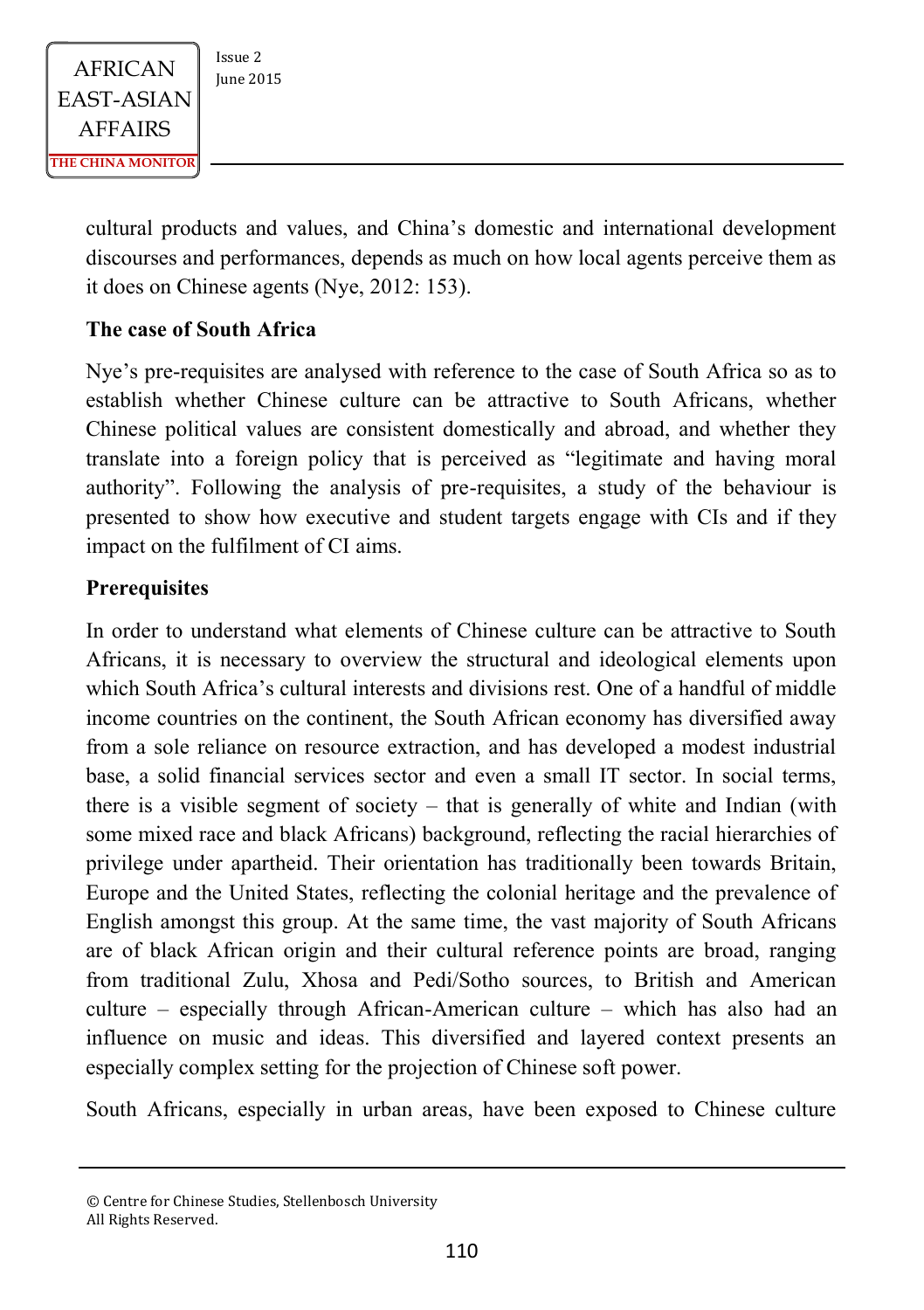cultural products and values, and China's domestic and international development discourses and performances, depends as much on how local agents perceive them as it does on Chinese agents (Nye, 2012: 153).

**The case of South Africa**

Nye's pre-requisites are analysed with reference to the case of South Africa so as to establish whether Chinese culture can be attractive to South Africans, whether Chinese political values are consistent domestically and abroad, and whether they translate into a foreign policy that is perceived as "legitimate and having moral authority". Following the analysis of pre-requisites, a study of the behaviour is presented to show how executive and student targets engage with CIs and if they impact on the fulfilment of CI aims.

**Prerequisites**

In order to understand what elements of Chinese culture can be attractive to South Africans, it is necessary to overview the structural and ideological elements upon which South Africa's cultural interests and divisions rest. One of a handful of middle income countries on the continent, the South African economy has diversified away from a sole reliance on resource extraction, and has developed a modest industrial base, a solid financial services sector and even a small IT sector. In social terms, there is a visible segment of society – that is generally of white and Indian (with some mixed race and black Africans) background, reflecting the racial hierarchies of privilege under apartheid. Their orientation has traditionally been towards Britain, Europe and the United States, reflecting the colonial heritage and the prevalence of English amongst this group. At the same time, the vast majority of South Africans are of black African origin and their cultural reference points are broad, ranging from traditional Zulu, Xhosa and Pedi/Sotho sources, to British and American culture – especially through African-American culture – which has also had an influence on music and ideas. This diversified and layered context presents an especially complex setting for the projection of Chinese soft power.

South Africans, especially in urban areas, have been exposed to Chinese culture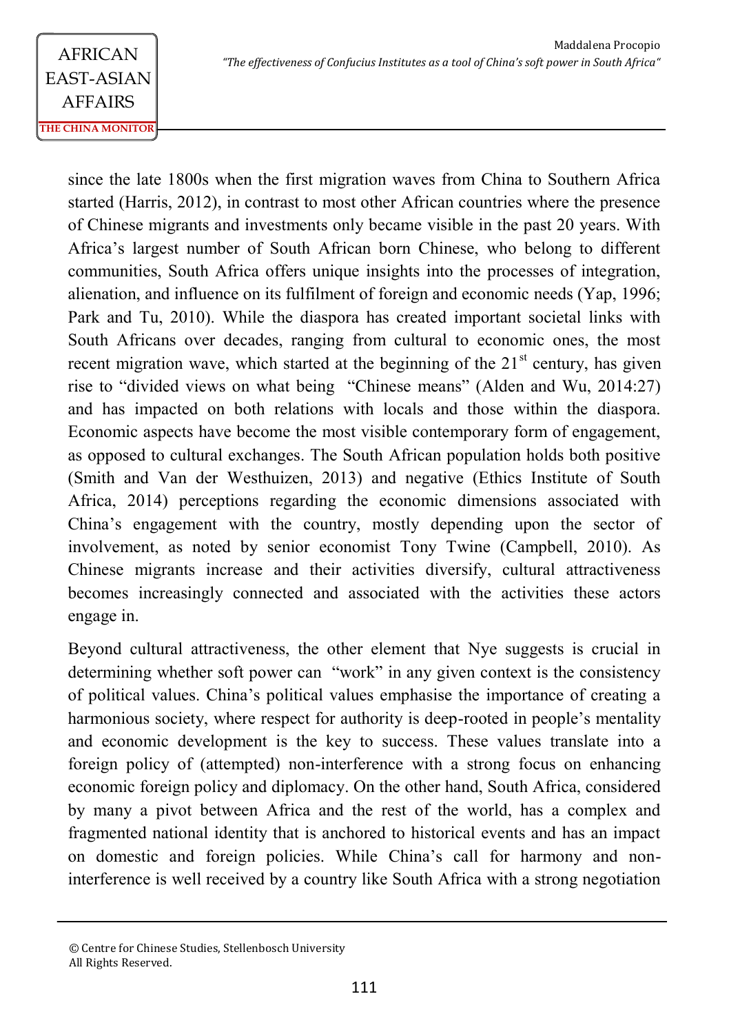since the late 1800s when the first migration waves from China to Southern Africa started (Harris, 2012), in contrast to most other African countries where the presence of Chinese migrants and investments only became visible in the past 20 years. With Africa's largest number of South African born Chinese, who belong to different communities, South Africa offers unique insights into the processes of integration, alienation, and influence on its fulfilment of foreign and economic needs (Yap, 1996; Park and Tu, 2010). While the diaspora has created important societal links with South Africans over decades, ranging from cultural to economic ones, the most recent migration wave, which started at the beginning of the 21st century, has given rise to "divided views on what being "Chinese means" (Alden and Wu, 2014:27) and has impacted on both relations with locals and those within the diaspora. Economic aspects have become the most visible contemporary form of engagement, as opposed to cultural exchanges. The South African population holds both positive (Smith and Van der Westhuizen, 2013) and negative (Ethics Institute of South Africa, 2014) perceptions regarding the economic dimensions associated with China's engagement with the country, mostly depending upon the sector of involvement, as noted by senior economist Tony Twine (Campbell, 2010). As Chinese migrants increase and their activities diversify, cultural attractiveness becomes increasingly connected and associated with the activities these actors engage in.

Beyond cultural attractiveness, the other element that Nye suggests is crucial in determining whether soft power can "work" in any given context is the consistency of political values. China's political values emphasise the importance of creating a harmonious society, where respect for authority is deep-rooted in people's mentality and economic development is the key to success. These values translate into a foreign policy of (attempted) non-interference with a strong focus on enhancing economic foreign policy and diplomacy. On the other hand, South Africa, considered by many a pivot between Africa and the rest of the world, has a complex and fragmented national identity that is anchored to historical events and has an impact on domestic and foreign policies. While China's call for harmony and non-interference is well received by a country like South Africa with a strong negotiation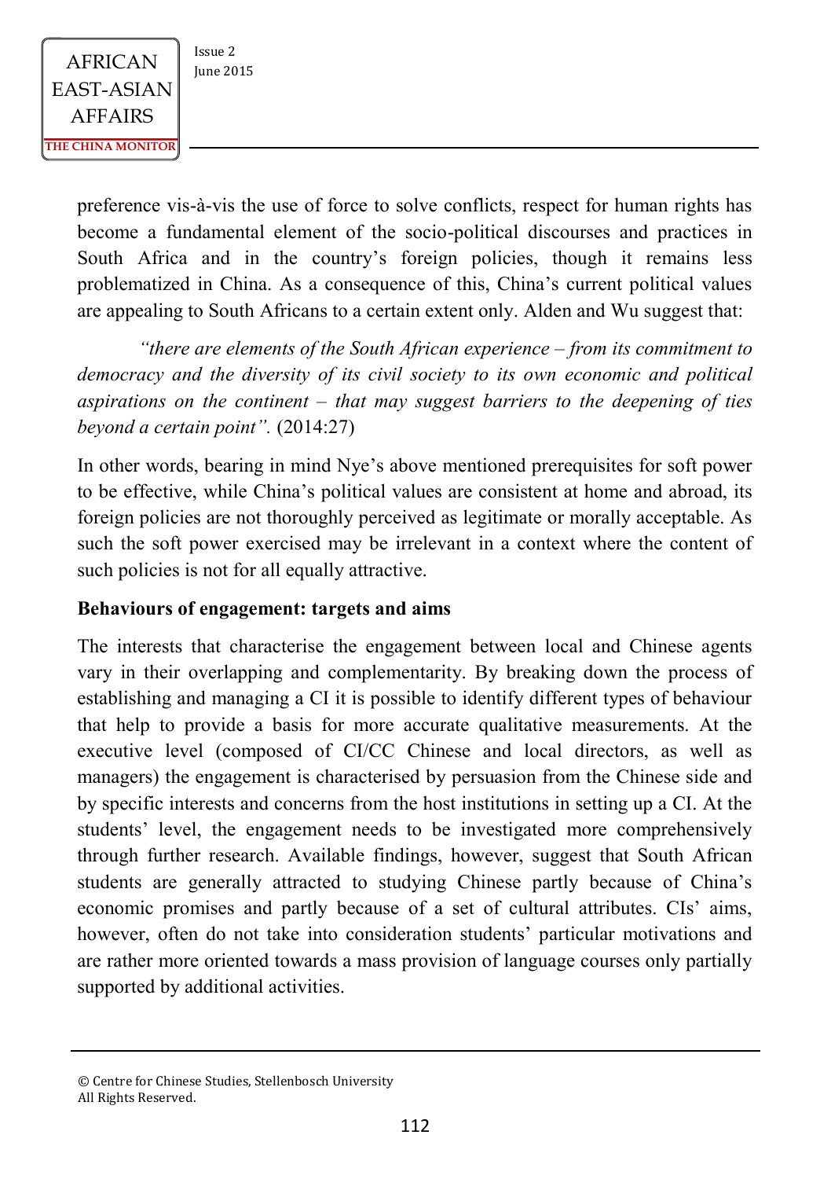preference vis-à-vis the use of force to solve conflicts, respect for human rights has become a fundamental element of the socio-political discourses and practices in South Africa and in the country's foreign policies, though it remains less problematized in China. As a consequence of this, China's current political values are appealing to South Africans to a certain extent only. Alden and Wu suggest that:

*"there are elements of the South African experience – from its commitment to democracy and the diversity of its civil society to its own economic and political aspirations on the continent – that may suggest barriers to the deepening of ties beyond a certain point".* (2014:27)

In other words, bearing in mind Nye's above mentioned prerequisites for soft power to be effective, while China's political values are consistent at home and abroad, its foreign policies are not thoroughly perceived as legitimate or morally acceptable. As such the soft power exercised may be irrelevant in a context where the content of such policies is not for all equally attractive.

**Behaviours of engagement: targets and aims**

The interests that characterise the engagement between local and Chinese agents vary in their overlapping and complementarity. By breaking down the process of establishing and managing a CI it is possible to identify different types of behaviour that help to provide a basis for more accurate qualitative measurements. At the executive level (composed of CI/CC Chinese and local directors, as well as managers) the engagement is characterised by persuasion from the Chinese side and by specific interests and concerns from the host institutions in setting up a CI. At the students' level, the engagement needs to be investigated more comprehensively through further research. Available findings, however, suggest that South African students are generally attracted to studying Chinese partly because of China's economic promises and partly because of a set of cultural attributes. CIs' aims, however, often do not take into consideration students' particular motivations and are rather more oriented towards a mass provision of language courses only partially supported by additional activities.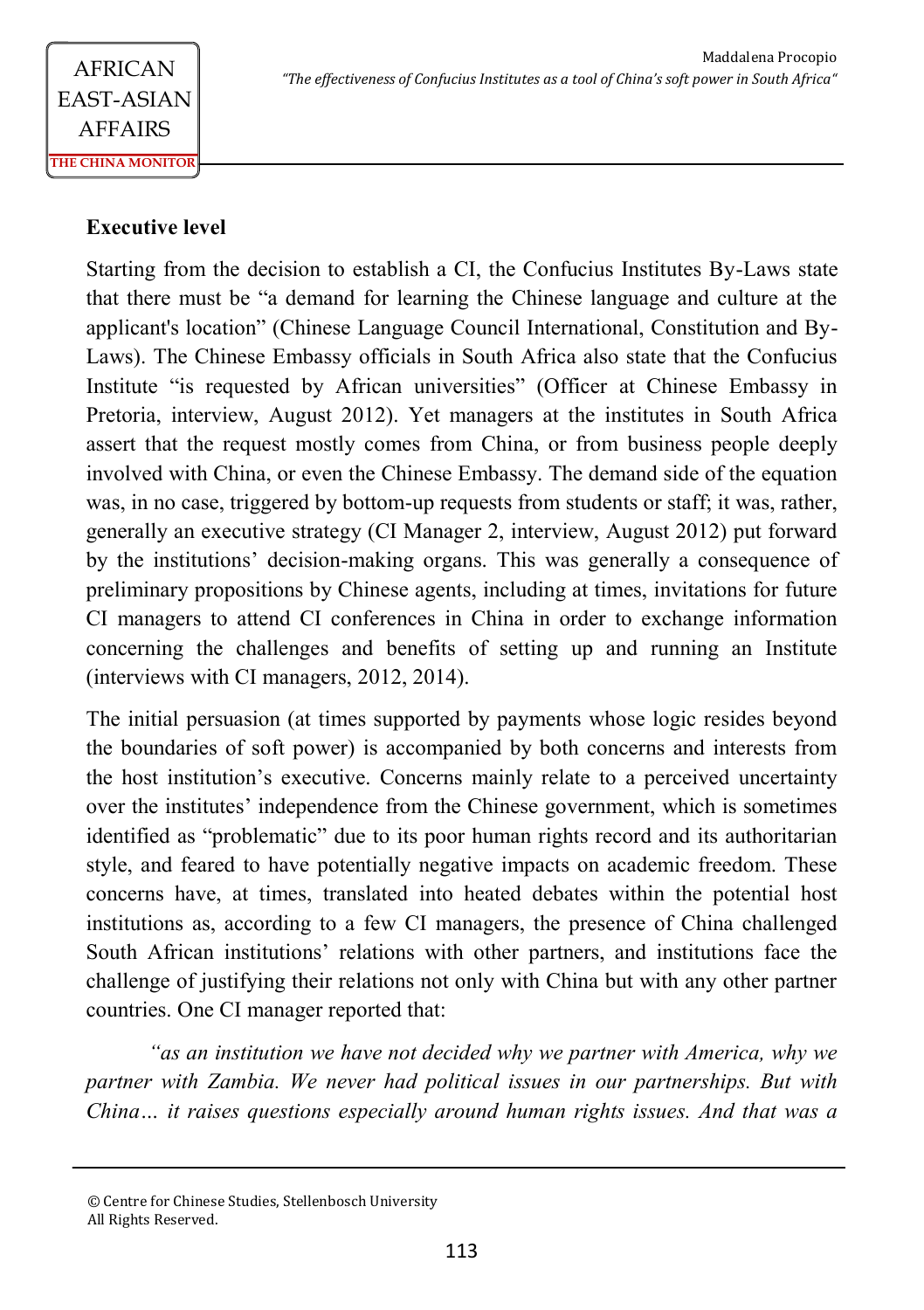### Executive level

Starting from the decision to establish a CI, the Confucius Institutes By-Laws state that there must be "a demand for learning the Chinese language and culture at the applicant's location" (Chinese Language Council International, Constitution and By-Laws). The Chinese Embassy officials in South Africa also state that the Confucius Institute "is requested by African universities" (Officer at Chinese Embassy in Pretoria, interview, August 2012). Yet managers at the institutes in South Africa assert that the request mostly comes from China, or from business people deeply involved with China, or even the Chinese Embassy. The demand side of the equation was, in no case, triggered by bottom-up requests from students or staff; it was, rather, generally an executive strategy (CI Manager 2, interview, August 2012) put forward by the institutions' decision-making organs. This was generally a consequence of preliminary propositions by Chinese agents, including at times, invitations for future CI managers to attend CI conferences in China in order to exchange information concerning the challenges and benefits of setting up and running an Institute (interviews with CI managers, 2012, 2014).

The initial persuasion (at times supported by payments whose logic resides beyond the boundaries of soft power) is accompanied by both concerns and interests from the host institution's executive. Concerns mainly relate to a perceived uncertainty over the institutes' independence from the Chinese government, which is sometimes identified as "problematic" due to its poor human rights record and its authoritarian style, and feared to have potentially negative impacts on academic freedom. These concerns have, at times, translated into heated debates within the potential host institutions as, according to a few CI managers, the presence of China challenged South African institutions' relations with other partners, and institutions face the challenge of justifying their relations not only with China but with any other partner countries. One CI manager reported that:

*"as an institution we have not decided why we partner with America, why we partner with Zambia. We never had political issues in our partnerships. But with China… it raises questions especially around human rights issues. And that was a*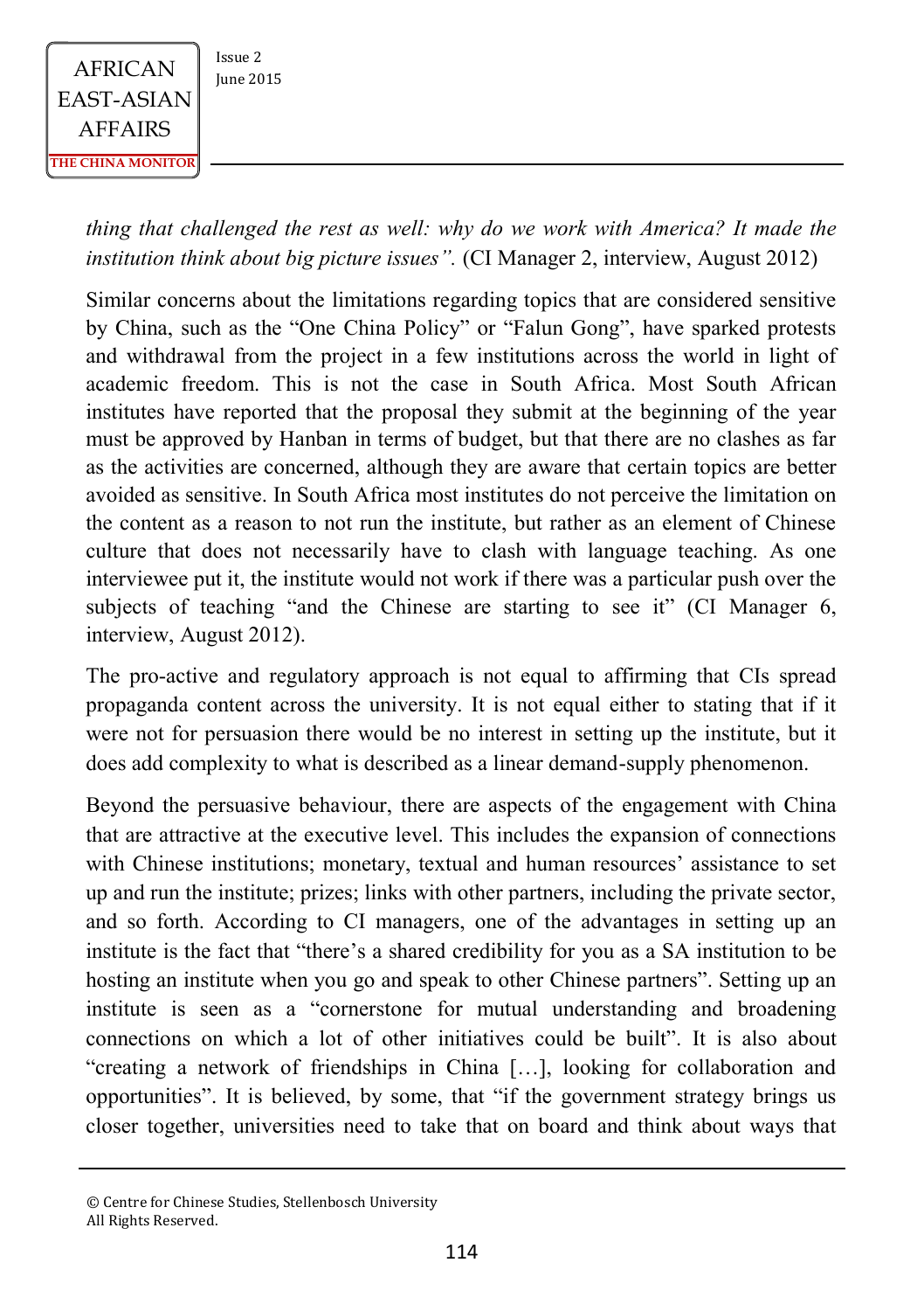*thing that challenged the rest as well: why do we work with America? It made the institution think about big picture issues".* (CI Manager 2, interview, August 2012)

Similar concerns about the limitations regarding topics that are considered sensitive by China, such as the "One China Policy" or "Falun Gong", have sparked protests and withdrawal from the project in a few institutions across the world in light of academic freedom. This is not the case in South Africa. Most South African institutes have reported that the proposal they submit at the beginning of the year must be approved by Hanban in terms of budget, but that there are no clashes as far as the activities are concerned, although they are aware that certain topics are better avoided as sensitive. In South Africa most institutes do not perceive the limitation on the content as a reason to not run the institute, but rather as an element of Chinese culture that does not necessarily have to clash with language teaching. As one interviewee put it, the institute would not work if there was a particular push over the subjects of teaching "and the Chinese are starting to see it" (CI Manager 6, interview, August 2012).

The pro-active and regulatory approach is not equal to affirming that CIs spread propaganda content across the university. It is not equal either to stating that if it were not for persuasion there would be no interest in setting up the institute, but it does add complexity to what is described as a linear demand-supply phenomenon.

Beyond the persuasive behaviour, there are aspects of the engagement with China that are attractive at the executive level. This includes the expansion of connections with Chinese institutions; monetary, textual and human resources' assistance to set up and run the institute; prizes; links with other partners, including the private sector, and so forth. According to CI managers, one of the advantages in setting up an institute is the fact that "there's a shared credibility for you as a SA institution to be hosting an institute when you go and speak to other Chinese partners". Setting up an institute is seen as a "cornerstone for mutual understanding and broadening connections on which a lot of other initiatives could be built". It is also about "creating a network of friendships in China […], looking for collaboration and opportunities". It is believed, by some, that "if the government strategy brings us closer together, universities need to take that on board and think about ways that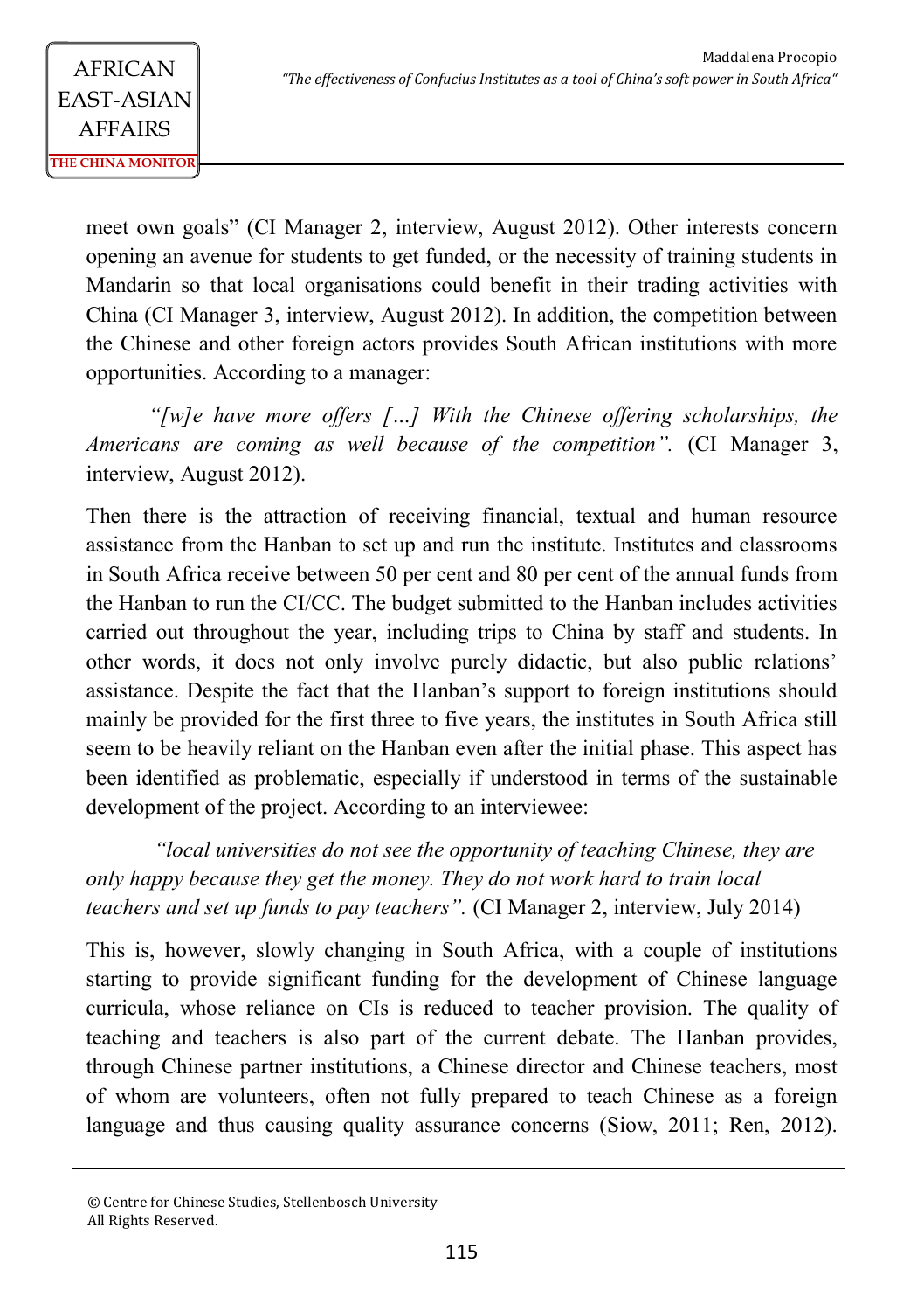meet own goals" (CI Manager 2, interview, August 2012). Other interests concern opening an avenue for students to get funded, or the necessity of training students in Mandarin so that local organisations could benefit in their trading activities with China (CI Manager 3, interview, August 2012). In addition, the competition between the Chinese and other foreign actors provides South African institutions with more opportunities. According to a manager:

> *"[w]e have more offers […] With the Chinese offering scholarships, the Americans are coming as well because of the competition".* (CI Manager 3, interview, August 2012).

Then there is the attraction of receiving financial, textual and human resource assistance from the Hanban to set up and run the institute. Institutes and classrooms in South Africa receive between 50 per cent and 80 per cent of the annual funds from the Hanban to run the CI/CC. The budget submitted to the Hanban includes activities carried out throughout the year, including trips to China by staff and students. In other words, it does not only involve purely didactic, but also public relations' assistance. Despite the fact that the Hanban's support to foreign institutions should mainly be provided for the first three to five years, the institutes in South Africa still seem to be heavily reliant on the Hanban even after the initial phase. This aspect has been identified as problematic, especially if understood in terms of the sustainable development of the project. According to an interviewee:

> *"local universities do not see the opportunity of teaching Chinese, they are only happy because they get the money. They do not work hard to train local teachers and set up funds to pay teachers".* (CI Manager 2, interview, July 2014)

This is, however, slowly changing in South Africa, with a couple of institutions starting to provide significant funding for the development of Chinese language curricula, whose reliance on CIs is reduced to teacher provision. The quality of teaching and teachers is also part of the current debate. The Hanban provides, through Chinese partner institutions, a Chinese director and Chinese teachers, most of whom are volunteers, often not fully prepared to teach Chinese as a foreign language and thus causing quality assurance concerns (Siow, 2011; Ren, 2012).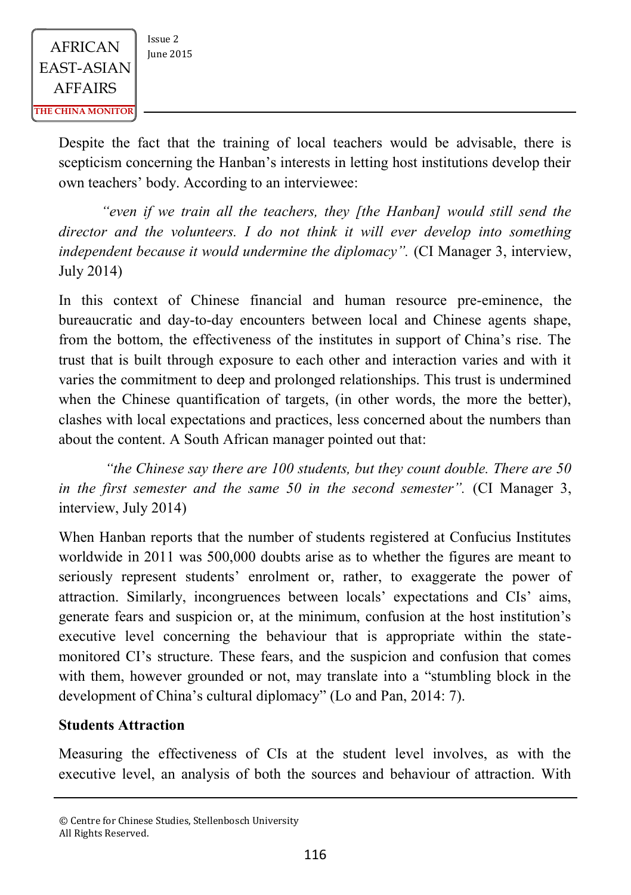Despite the fact that the training of local teachers would be advisable, there is scepticism concerning the Hanban's interests in letting host institutions develop their own teachers' body. According to an interviewee:

> *"even if we train all the teachers, they [the Hanban] would still send the director and the volunteers. I do not think it will ever develop into something independent because it would undermine the diplomacy".* (CI Manager 3, interview, July 2014)

In this context of Chinese financial and human resource pre-eminence, the bureaucratic and day-to-day encounters between local and Chinese agents shape, from the bottom, the effectiveness of the institutes in support of China's rise. The trust that is built through exposure to each other and interaction varies and with it varies the commitment to deep and prolonged relationships. This trust is undermined when the Chinese quantification of targets, (in other words, the more the better), clashes with local expectations and practices, less concerned about the numbers than about the content. A South African manager pointed out that:

> *"the Chinese say there are 100 students, but they count double. There are 50 in the first semester and the same 50 in the second semester".* (CI Manager 3, interview, July 2014)

When Hanban reports that the number of students registered at Confucius Institutes worldwide in 2011 was 500,000 doubts arise as to whether the figures are meant to seriously represent students' enrolment or, rather, to exaggerate the power of attraction. Similarly, incongruences between locals' expectations and CIs' aims, generate fears and suspicion or, at the minimum, confusion at the host institution's executive level concerning the behaviour that is appropriate within the state-monitored CI's structure. These fears, and the suspicion and confusion that comes with them, however grounded or not, may translate into a "stumbling block in the development of China's cultural diplomacy" (Lo and Pan, 2014: 7).

**Students Attraction**

Measuring the effectiveness of CIs at the student level involves, as with the executive level, an analysis of both the sources and behaviour of attraction. With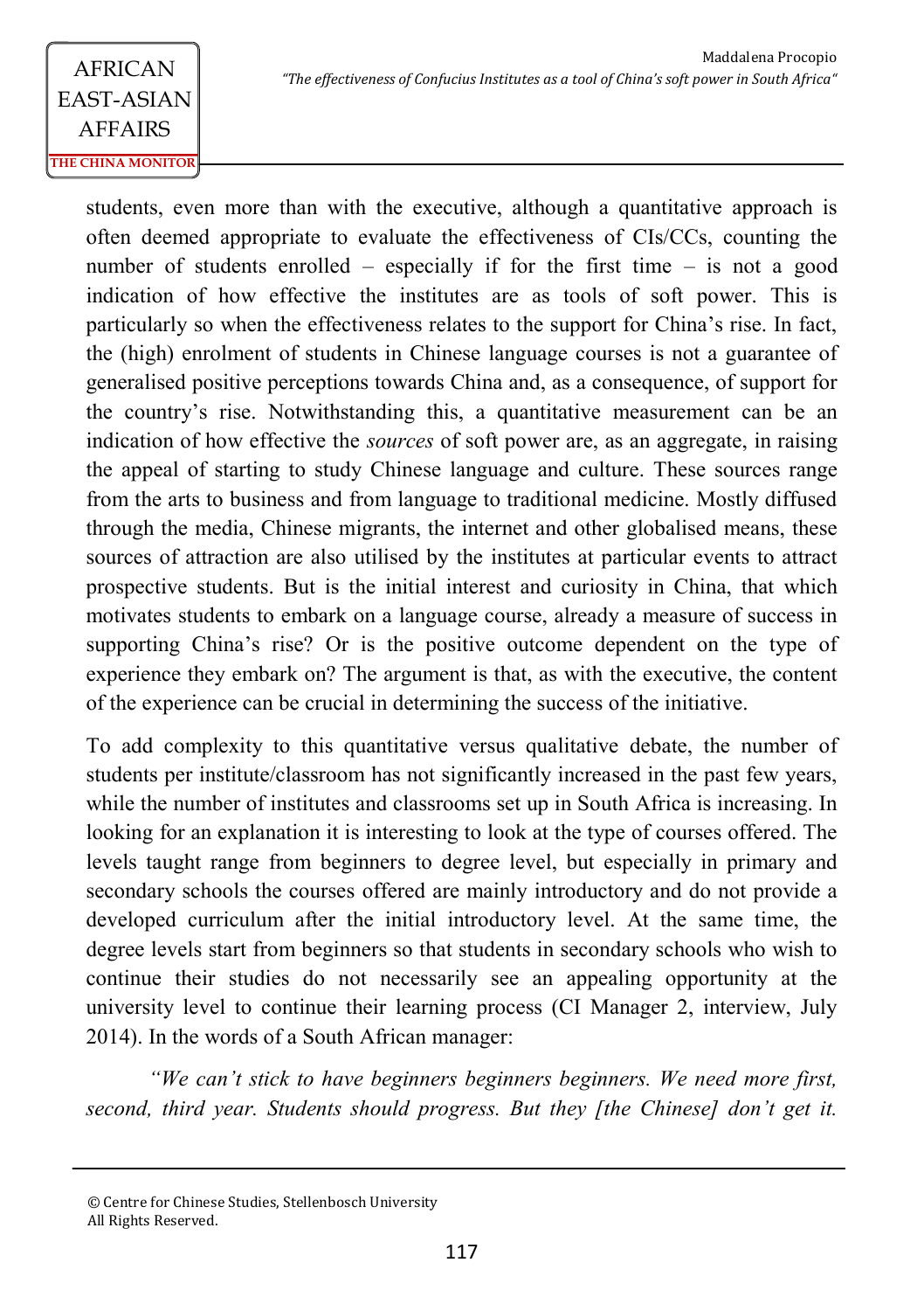students, even more than with the executive, although a quantitative approach is often deemed appropriate to evaluate the effectiveness of CIs/CCs, counting the number of students enrolled – especially if for the first time – is not a good indication of how effective the institutes are as tools of soft power. This is particularly so when the effectiveness relates to the support for China's rise. In fact, the (high) enrolment of students in Chinese language courses is not a guarantee of generalised positive perceptions towards China and, as a consequence, of support for the country's rise. Notwithstanding this, a quantitative measurement can be an indication of how effective the *sources* of soft power are, as an aggregate, in raising the appeal of starting to study Chinese language and culture. These sources range from the arts to business and from language to traditional medicine. Mostly diffused through the media, Chinese migrants, the internet and other globalised means, these sources of attraction are also utilised by the institutes at particular events to attract prospective students. But is the initial interest and curiosity in China, that which motivates students to embark on a language course, already a measure of success in supporting China's rise? Or is the positive outcome dependent on the type of experience they embark on? The argument is that, as with the executive, the content of the experience can be crucial in determining the success of the initiative.

To add complexity to this quantitative versus qualitative debate, the number of students per institute/classroom has not significantly increased in the past few years, while the number of institutes and classrooms set up in South Africa is increasing. In looking for an explanation it is interesting to look at the type of courses offered. The levels taught range from beginners to degree level, but especially in primary and secondary schools the courses offered are mainly introductory and do not provide a developed curriculum after the initial introductory level. At the same time, the degree levels start from beginners so that students in secondary schools who wish to continue their studies do not necessarily see an appealing opportunity at the university level to continue their learning process (CI Manager 2, interview, July 2014). In the words of a South African manager:

*"We can't stick to have beginners beginners beginners. We need more first, second, third year. Students should progress. But they [the Chinese] don't get it.*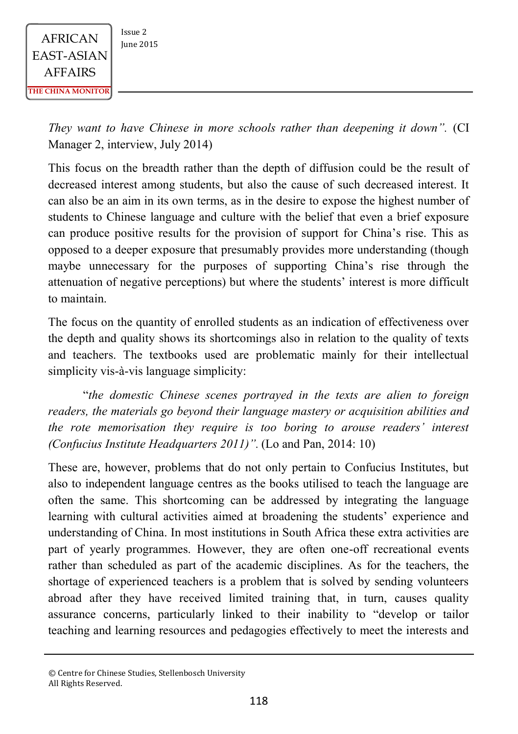*They want to have Chinese in more schools rather than deepening it down".* (CI Manager 2, interview, July 2014)

This focus on the breadth rather than the depth of diffusion could be the result of decreased interest among students, but also the cause of such decreased interest. It can also be an aim in its own terms, as in the desire to expose the highest number of students to Chinese language and culture with the belief that even a brief exposure can produce positive results for the provision of support for China's rise. This as opposed to a deeper exposure that presumably provides more understanding (though maybe unnecessary for the purposes of supporting China's rise through the attenuation of negative perceptions) but where the students' interest is more difficult to maintain.

The focus on the quantity of enrolled students as an indication of effectiveness over the depth and quality shows its shortcomings also in relation to the quality of texts and teachers. The textbooks used are problematic mainly for their intellectual simplicity vis-à-vis language simplicity:

> "*the domestic Chinese scenes portrayed in the texts are alien to foreign readers, the materials go beyond their language mastery or acquisition abilities and the rote memorisation they require is too boring to arouse readers' interest (Confucius Institute Headquarters 2011)".* (Lo and Pan, 2014: 10)

These are, however, problems that do not only pertain to Confucius Institutes, but also to independent language centres as the books utilised to teach the language are often the same. This shortcoming can be addressed by integrating the language learning with cultural activities aimed at broadening the students' experience and understanding of China. In most institutions in South Africa these extra activities are part of yearly programmes. However, they are often one-off recreational events rather than scheduled as part of the academic disciplines. As for the teachers, the shortage of experienced teachers is a problem that is solved by sending volunteers abroad after they have received limited training that, in turn, causes quality assurance concerns, particularly linked to their inability to "develop or tailor teaching and learning resources and pedagogies effectively to meet the interests and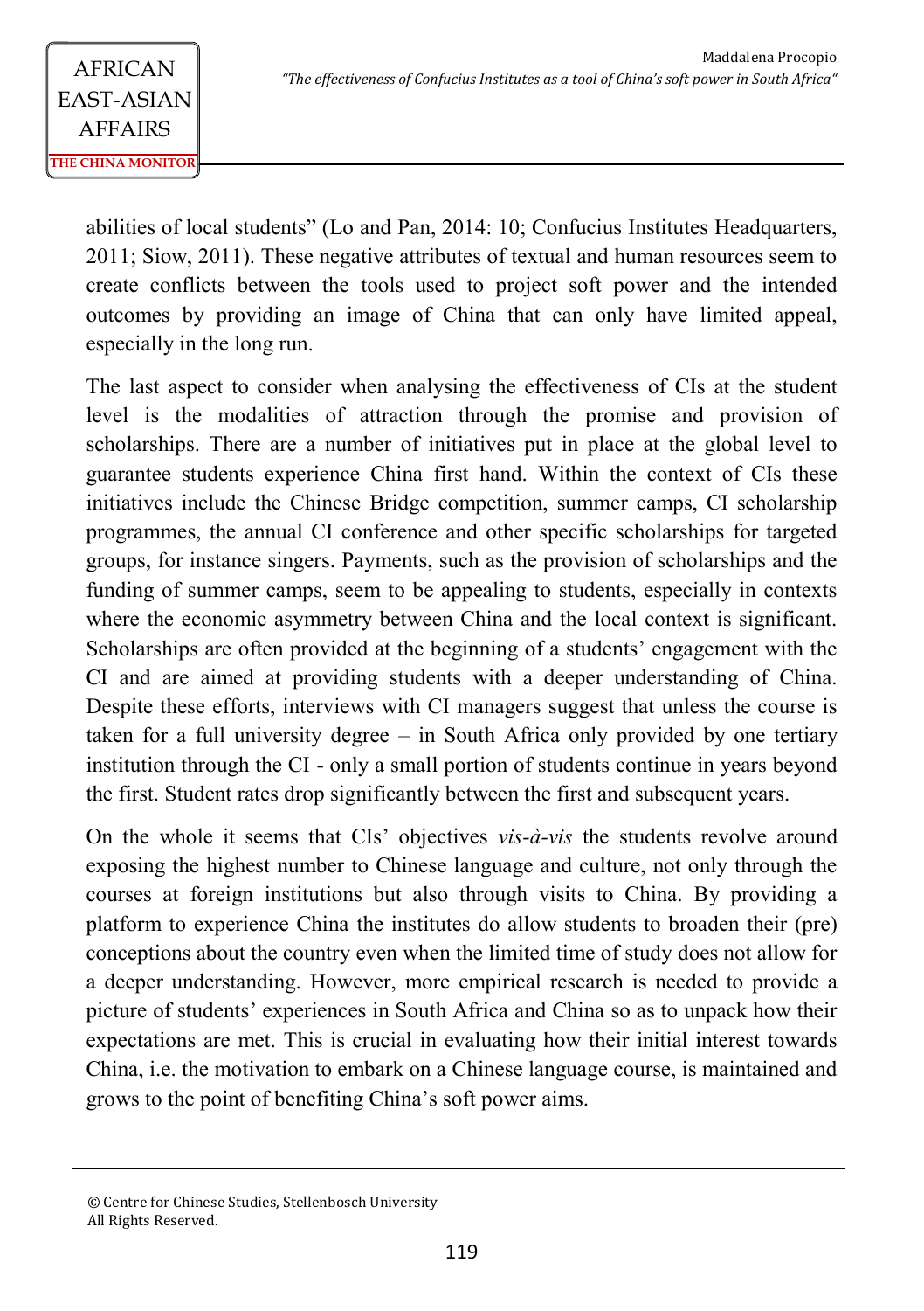abilities of local students" (Lo and Pan, 2014: 10; Confucius Institutes Headquarters, 2011; Siow, 2011). These negative attributes of textual and human resources seem to create conflicts between the tools used to project soft power and the intended outcomes by providing an image of China that can only have limited appeal, especially in the long run.

The last aspect to consider when analysing the effectiveness of CIs at the student level is the modalities of attraction through the promise and provision of scholarships. There are a number of initiatives put in place at the global level to guarantee students experience China first hand. Within the context of CIs these initiatives include the Chinese Bridge competition, summer camps, CI scholarship programmes, the annual CI conference and other specific scholarships for targeted groups, for instance singers. Payments, such as the provision of scholarships and the funding of summer camps, seem to be appealing to students, especially in contexts where the economic asymmetry between China and the local context is significant. Scholarships are often provided at the beginning of a students' engagement with the CI and are aimed at providing students with a deeper understanding of China. Despite these efforts, interviews with CI managers suggest that unless the course is taken for a full university degree – in South Africa only provided by one tertiary institution through the CI - only a small portion of students continue in years beyond the first. Student rates drop significantly between the first and subsequent years.

On the whole it seems that CIs' objectives *vis-à-vis* the students revolve around exposing the highest number to Chinese language and culture, not only through the courses at foreign institutions but also through visits to China. By providing a platform to experience China the institutes do allow students to broaden their (pre) conceptions about the country even when the limited time of study does not allow for a deeper understanding. However, more empirical research is needed to provide a picture of students' experiences in South Africa and China so as to unpack how their expectations are met. This is crucial in evaluating how their initial interest towards China, i.e. the motivation to embark on a Chinese language course, is maintained and grows to the point of benefiting China's soft power aims.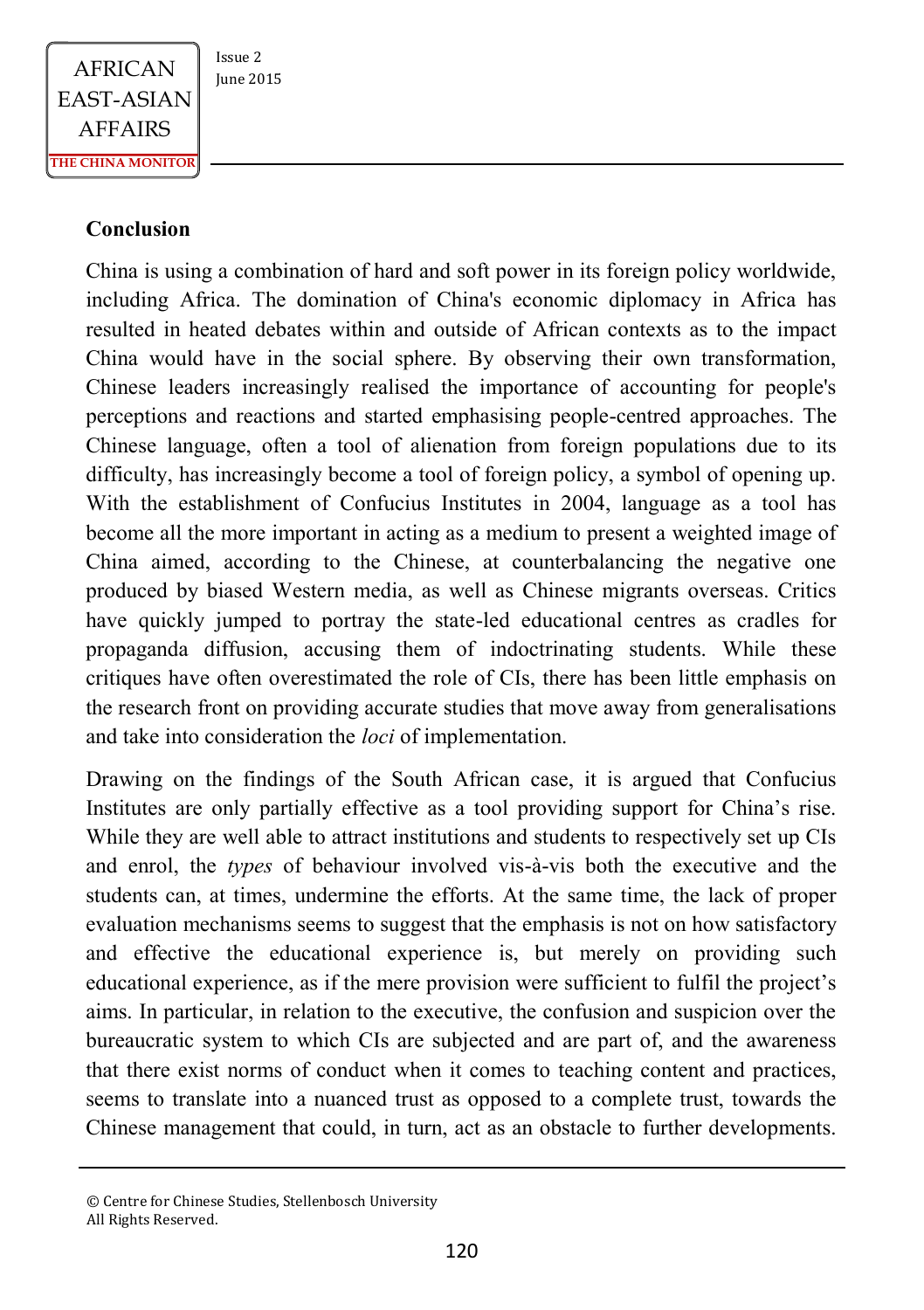## Conclusion

China is using a combination of hard and soft power in its foreign policy worldwide, including Africa. The domination of China's economic diplomacy in Africa has resulted in heated debates within and outside of African contexts as to the impact China would have in the social sphere. By observing their own transformation, Chinese leaders increasingly realised the importance of accounting for people's perceptions and reactions and started emphasising people-centred approaches. The Chinese language, often a tool of alienation from foreign populations due to its difficulty, has increasingly become a tool of foreign policy, a symbol of opening up. With the establishment of Confucius Institutes in 2004, language as a tool has become all the more important in acting as a medium to present a weighted image of China aimed, according to the Chinese, at counterbalancing the negative one produced by biased Western media, as well as Chinese migrants overseas. Critics have quickly jumped to portray the state-led educational centres as cradles for propaganda diffusion, accusing them of indoctrinating students. While these critiques have often overestimated the role of CIs, there has been little emphasis on the research front on providing accurate studies that move away from generalisations and take into consideration the *loci* of implementation.

Drawing on the findings of the South African case, it is argued that Confucius Institutes are only partially effective as a tool providing support for China's rise. While they are well able to attract institutions and students to respectively set up CIs and enrol, the *types* of behaviour involved vis-à-vis both the executive and the students can, at times, undermine the efforts. At the same time, the lack of proper evaluation mechanisms seems to suggest that the emphasis is not on how satisfactory and effective the educational experience is, but merely on providing such educational experience, as if the mere provision were sufficient to fulfil the project's aims. In particular, in relation to the executive, the confusion and suspicion over the bureaucratic system to which CIs are subjected and are part of, and the awareness that there exist norms of conduct when it comes to teaching content and practices, seems to translate into a nuanced trust as opposed to a complete trust, towards the Chinese management that could, in turn, act as an obstacle to further developments.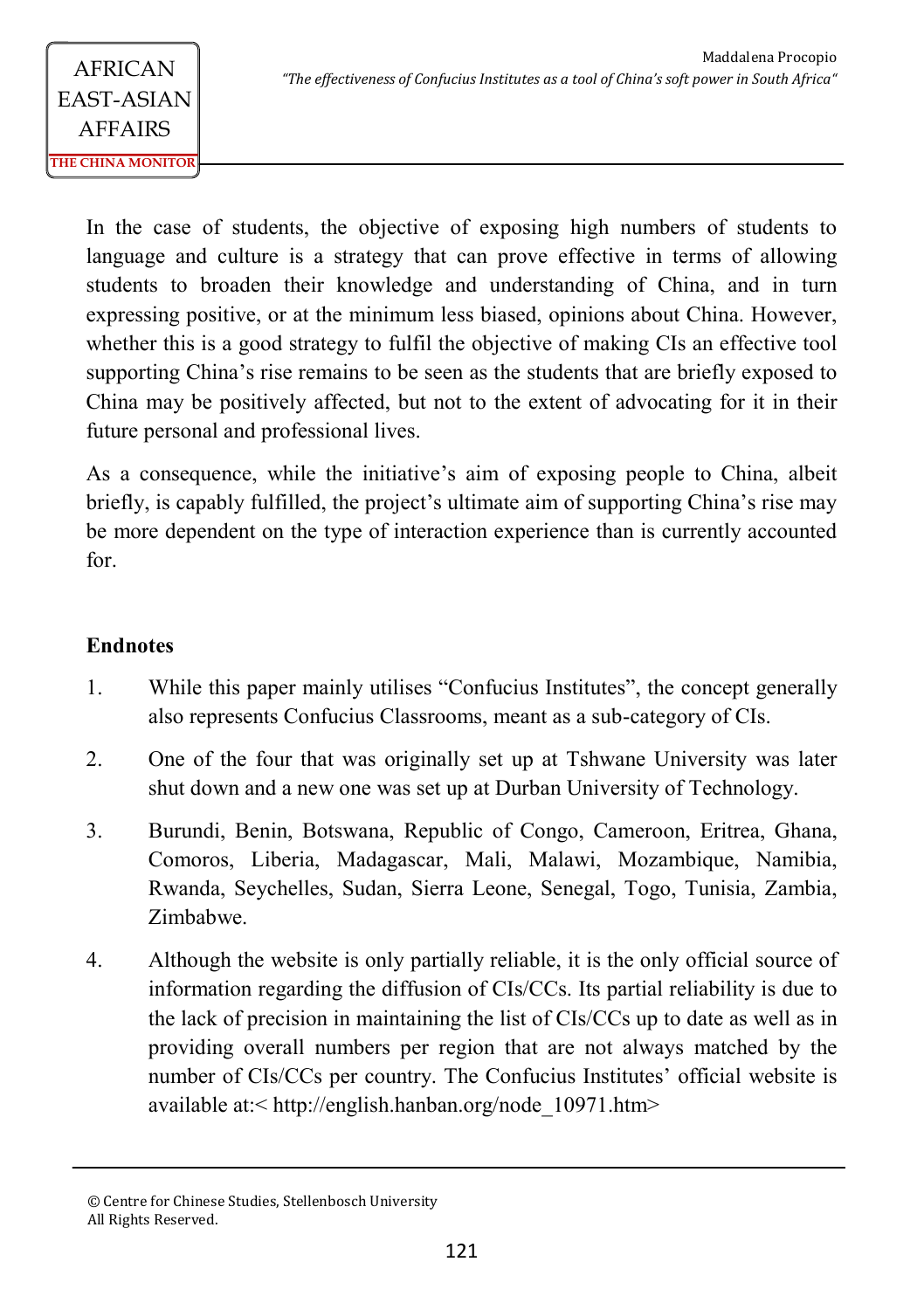In the case of students, the objective of exposing high numbers of students to language and culture is a strategy that can prove effective in terms of allowing students to broaden their knowledge and understanding of China, and in turn expressing positive, or at the minimum less biased, opinions about China. However, whether this is a good strategy to fulfil the objective of making CIs an effective tool supporting China's rise remains to be seen as the students that are briefly exposed to China may be positively affected, but not to the extent of advocating for it in their future personal and professional lives.

As a consequence, while the initiative's aim of exposing people to China, albeit briefly, is capably fulfilled, the project's ultimate aim of supporting China's rise may be more dependent on the type of interaction experience than is currently accounted for.

**Endnotes**

1. While this paper mainly utilises "Confucius Institutes", the concept generally also represents Confucius Classrooms, meant as a sub-category of CIs.
2. One of the four that was originally set up at Tshwane University was later shut down and a new one was set up at Durban University of Technology.
3. Burundi, Benin, Botswana, Republic of Congo, Cameroon, Eritrea, Ghana, Comoros, Liberia, Madagascar, Mali, Malawi, Mozambique, Namibia, Rwanda, Seychelles, Sudan, Sierra Leone, Senegal, Togo, Tunisia, Zambia, Zimbabwe.
4. Although the website is only partially reliable, it is the only official source of information regarding the diffusion of CIs/CCs. Its partial reliability is due to the lack of precision in maintaining the list of CIs/CCs up to date as well as in providing overall numbers per region that are not always matched by the number of CIs/CCs per country. The Confucius Institutes' official website is available at:< http://english.hanban.org/node_10971.htm>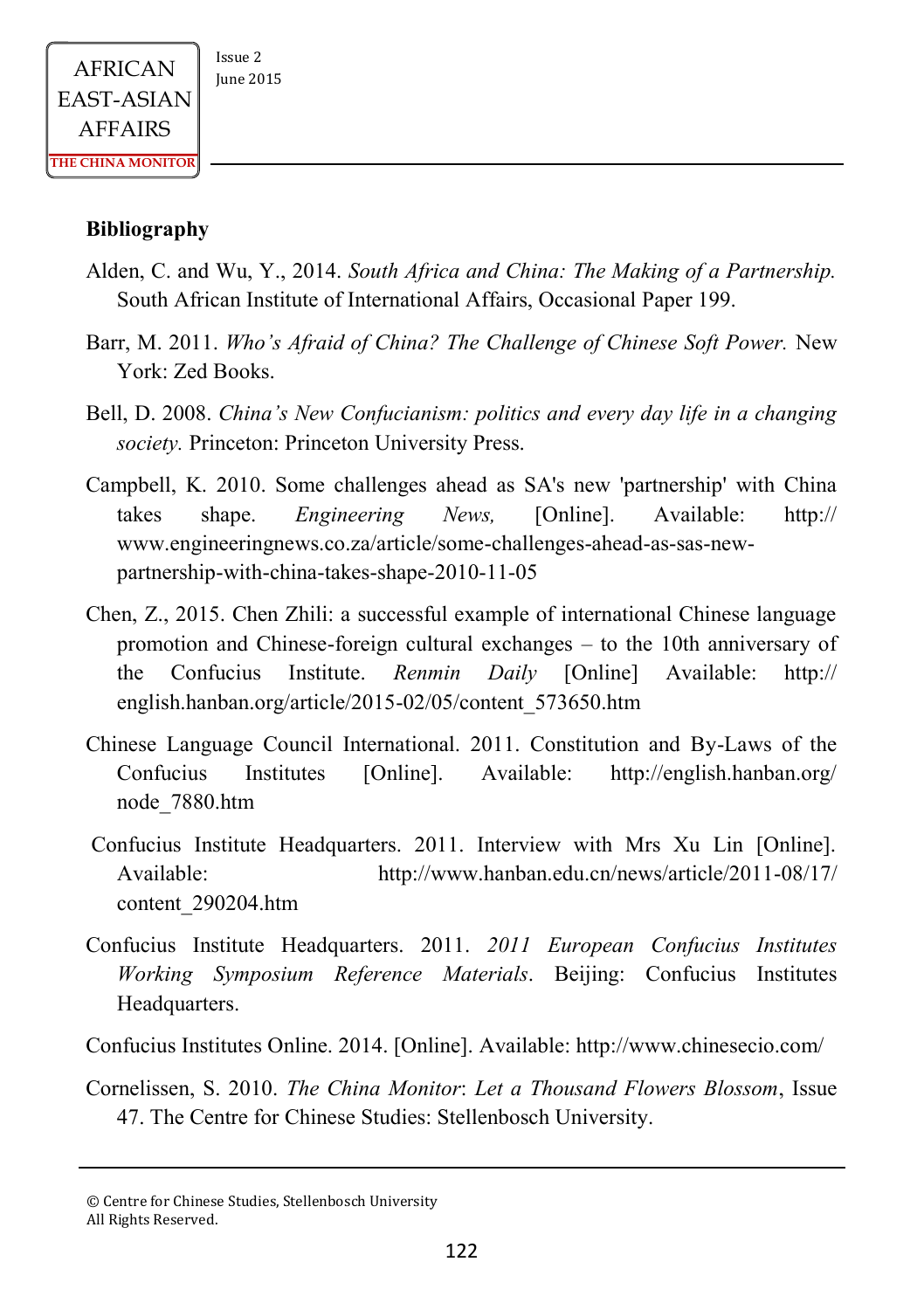**Bibliography**

Alden, C. and Wu, Y., 2014. *South Africa and China: The Making of a Partnership.* South African Institute of International Affairs, Occasional Paper 199.

Barr, M. 2011. *Who's Afraid of China? The Challenge of Chinese Soft Power.* New York: Zed Books.

Bell, D. 2008. *China's New Confucianism: politics and every day life in a changing society.* Princeton: Princeton University Press.

Campbell, K. 2010. Some challenges ahead as SA's new 'partnership' with China takes shape. *Engineering News,* [Online]. Available: http://www.engineeringnews.co.za/article/some-challenges-ahead-as-sas-new-partnership-with-china-takes-shape-2010-11-05

Chen, Z., 2015. Chen Zhili: a successful example of international Chinese language promotion and Chinese-foreign cultural exchanges – to the 10th anniversary of the Confucius Institute. *Renmin Daily* [Online] Available: http://english.hanban.org/article/2015-02/05/content_573650.htm

Chinese Language Council International. 2011. Constitution and By-Laws of the Confucius Institutes [Online]. Available: http://english.hanban.org/node_7880.htm

Confucius Institute Headquarters. 2011. Interview with Mrs Xu Lin [Online]. Available: http://www.hanban.edu.cn/news/article/2011-08/17/content_290204.htm

Confucius Institute Headquarters. 2011. *2011 European Confucius Institutes Working Symposium Reference Materials*. Beijing: Confucius Institutes Headquarters.

Confucius Institutes Online. 2014. [Online]. Available: http://www.chinesecio.com/

Cornelissen, S. 2010. *The China Monitor*: *Let a Thousand Flowers Blossom*, Issue 47. The Centre for Chinese Studies: Stellenbosch University.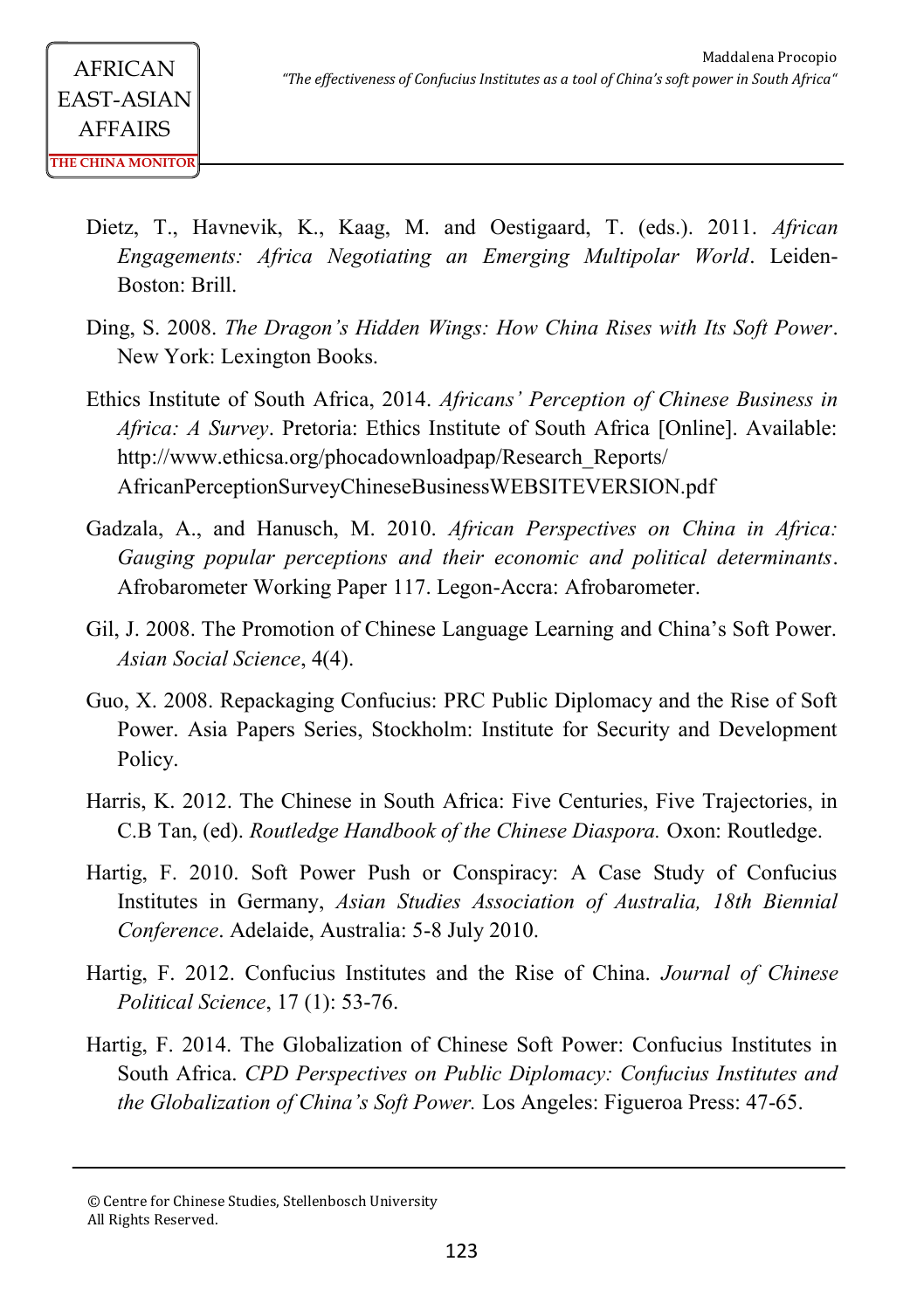Dietz, T., Havnevik, K., Kaag, M. and Oestigaard, T. (eds.). 2011. *African Engagements: Africa Negotiating an Emerging Multipolar World*. Leiden-Boston: Brill.

Ding, S. 2008. *The Dragon's Hidden Wings: How China Rises with Its Soft Power*. New York: Lexington Books.

Ethics Institute of South Africa, 2014. *Africans' Perception of Chinese Business in Africa: A Survey*. Pretoria: Ethics Institute of South Africa [Online]. Available: http://www.ethicsa.org/phocadownloadpap/Research_Reports/AfricanPerceptionSurveyChineseBusinessWEBSITEVERSION.pdf

Gadzala, A., and Hanusch, M. 2010. *African Perspectives on China in Africa: Gauging popular perceptions and their economic and political determinants*. Afrobarometer Working Paper 117. Legon-Accra: Afrobarometer.

Gil, J. 2008. The Promotion of Chinese Language Learning and China's Soft Power. *Asian Social Science*, 4(4).

Guo, X. 2008. Repackaging Confucius: PRC Public Diplomacy and the Rise of Soft Power. Asia Papers Series, Stockholm: Institute for Security and Development Policy.

Harris, K. 2012. The Chinese in South Africa: Five Centuries, Five Trajectories, in C.B Tan, (ed). *Routledge Handbook of the Chinese Diaspora.* Oxon: Routledge.

Hartig, F. 2010. Soft Power Push or Conspiracy: A Case Study of Confucius Institutes in Germany, *Asian Studies Association of Australia, 18th Biennial Conference*. Adelaide, Australia: 5-8 July 2010.

Hartig, F. 2012. Confucius Institutes and the Rise of China. *Journal of Chinese Political Science*, 17 (1): 53-76.

Hartig, F. 2014. The Globalization of Chinese Soft Power: Confucius Institutes in South Africa. *CPD Perspectives on Public Diplomacy: Confucius Institutes and the Globalization of China's Soft Power.* Los Angeles: Figueroa Press: 47-65.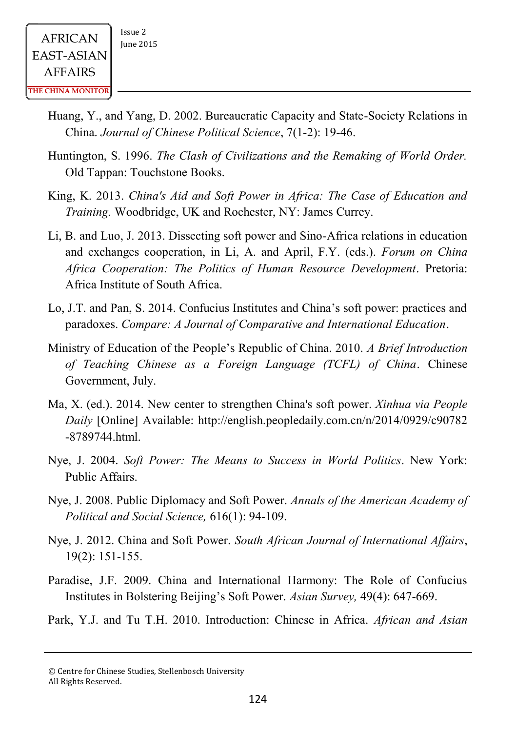Huang, Y., and Yang, D. 2002. Bureaucratic Capacity and State-Society Relations in China. *Journal of Chinese Political Science*, 7(1-2): 19-46.

Huntington, S. 1996. *The Clash of Civilizations and the Remaking of World Order.* Old Tappan: Touchstone Books.

King, K. 2013. *China's Aid and Soft Power in Africa: The Case of Education and Training.* Woodbridge, UK and Rochester, NY: James Currey.

Li, B. and Luo, J. 2013. Dissecting soft power and Sino-Africa relations in education and exchanges cooperation, in Li, A. and April, F.Y. (eds.). *Forum on China Africa Cooperation: The Politics of Human Resource Development*. Pretoria: Africa Institute of South Africa.

Lo, J.T. and Pan, S. 2014. Confucius Institutes and China's soft power: practices and paradoxes. *Compare: A Journal of Comparative and International Education*.

Ministry of Education of the People's Republic of China. 2010. *A Brief Introduction of Teaching Chinese as a Foreign Language (TCFL) of China*. Chinese Government, July.

Ma, X. (ed.). 2014. New center to strengthen China's soft power. *Xinhua via People Daily* [Online] Available: http://english.peopledaily.com.cn/n/2014/0929/c90782-8789744.html.

Nye, J. 2004. *Soft Power: The Means to Success in World Politics*. New York: Public Affairs.

Nye, J. 2008. Public Diplomacy and Soft Power. *Annals of the American Academy of Political and Social Science,* 616(1): 94-109.

Nye, J. 2012. China and Soft Power. *South African Journal of International Affairs*, 19(2): 151-155.

Paradise, J.F. 2009. China and International Harmony: The Role of Confucius Institutes in Bolstering Beijing's Soft Power. *Asian Survey,* 49(4): 647-669.

Park, Y.J. and Tu T.H. 2010. Introduction: Chinese in Africa. *African and Asian*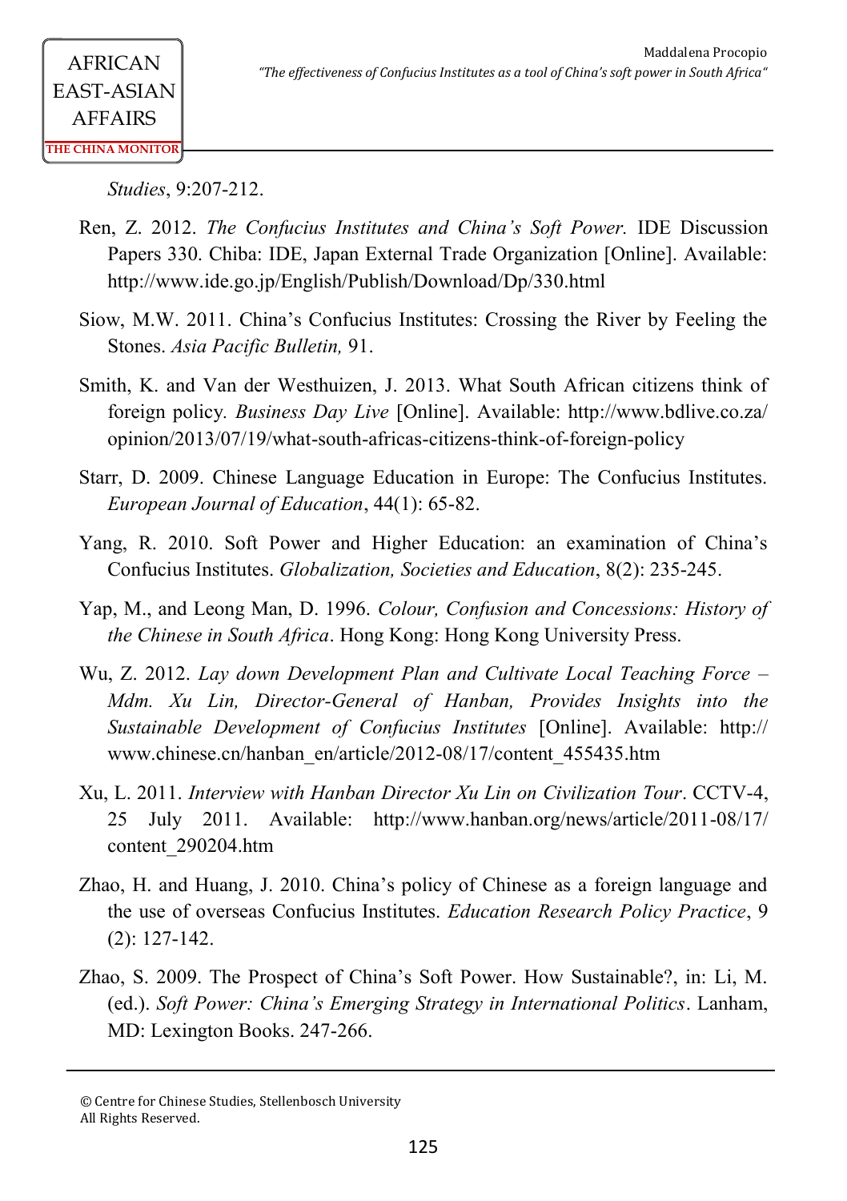*Studies*, 9:207-212.

Ren, Z. 2012. *The Confucius Institutes and China's Soft Power.* IDE Discussion Papers 330. Chiba: IDE, Japan External Trade Organization [Online]. Available: http://www.ide.go.jp/English/Publish/Download/Dp/330.html

Siow, M.W. 2011. China's Confucius Institutes: Crossing the River by Feeling the Stones. *Asia Pacific Bulletin,* 91.

Smith, K. and Van der Westhuizen, J. 2013. What South African citizens think of foreign policy. *Business Day Live* [Online]. Available: http://www.bdlive.co.za/opinion/2013/07/19/what-south-africas-citizens-think-of-foreign-policy

Starr, D. 2009. Chinese Language Education in Europe: The Confucius Institutes. *European Journal of Education*, 44(1): 65-82.

Yang, R. 2010. Soft Power and Higher Education: an examination of China's Confucius Institutes. *Globalization, Societies and Education*, 8(2): 235-245.

Yap, M., and Leong Man, D. 1996. *Colour, Confusion and Concessions: History of the Chinese in South Africa*. Hong Kong: Hong Kong University Press.

Wu, Z. 2012. *Lay down Development Plan and Cultivate Local Teaching Force – Mdm. Xu Lin, Director-General of Hanban, Provides Insights into the Sustainable Development of Confucius Institutes* [Online]. Available: http://www.chinese.cn/hanban_en/article/2012-08/17/content_455435.htm

Xu, L. 2011. *Interview with Hanban Director Xu Lin on Civilization Tour*. CCTV-4, 25 July 2011. Available: http://www.hanban.org/news/article/2011-08/17/content_290204.htm

Zhao, H. and Huang, J. 2010. China's policy of Chinese as a foreign language and the use of overseas Confucius Institutes. *Education Research Policy Practice*, 9 (2): 127-142.

Zhao, S. 2009. The Prospect of China's Soft Power. How Sustainable?, in: Li, M. (ed.). *Soft Power: China's Emerging Strategy in International Politics*. Lanham, MD: Lexington Books. 247-266.

© Centre for Chinese Studies, Stellenbosch University
All Rights Reserved.